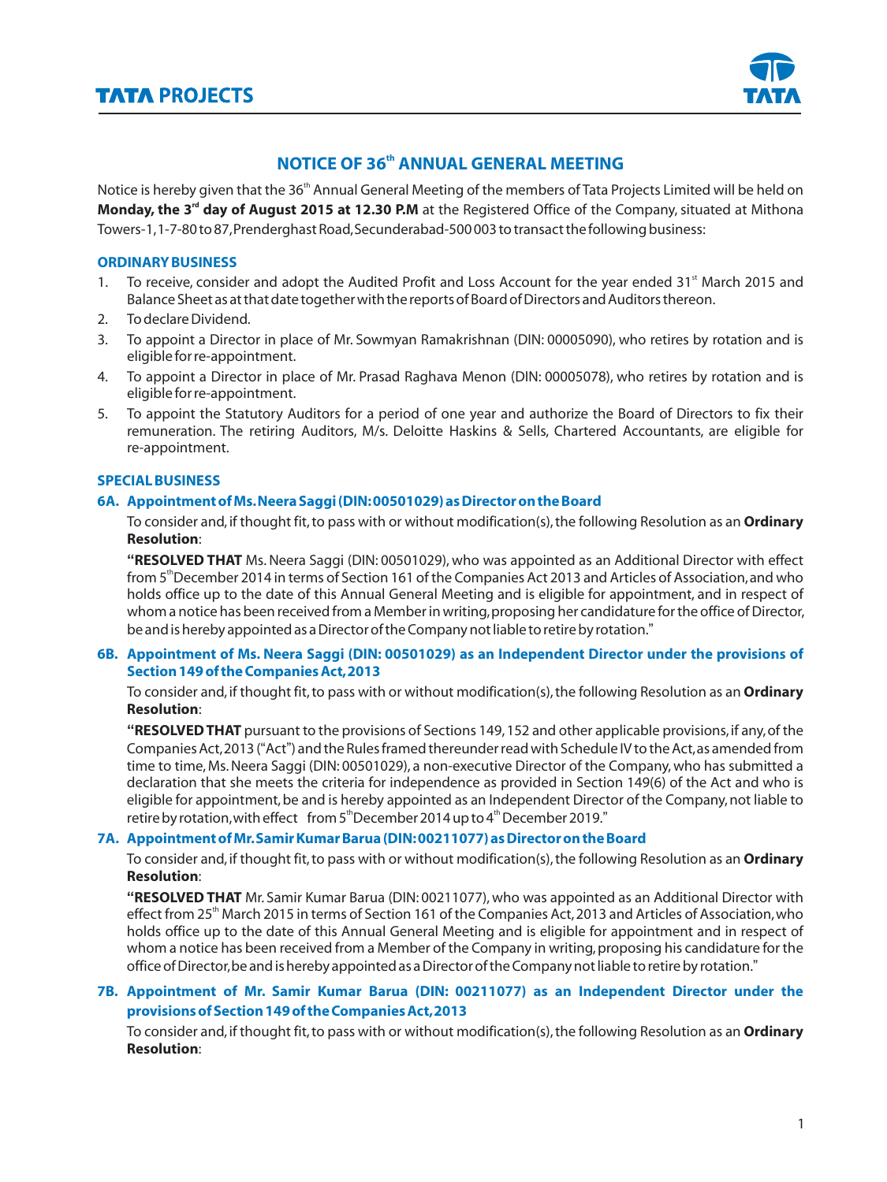# NOTICE OF 36[th] ANNUAL GENERAL MEETING

Notice is hereby given that the 36[th] Annual General Meeting of the members of Tata Projects Limited will be held on **Monday, the 3[rd] day of August 2015 at 12.30 P.M** at the Registered Office of the Company, situated at Mithona Towers-1, 1-7-80 to 87, Prenderghast Road, Secunderabad-500 003 to transact the following business:

## ORDINARY BUSINESS

1. To receive, consider and adopt the Audited Profit and Loss Account for the year ended 31[st] March 2015 and Balance Sheet as at that date together with the reports of Board of Directors and Auditors thereon.
2. To declare Dividend.
3. To appoint a Director in place of Mr. Sowmyan Ramakrishnan (DIN: 00005090), who retires by rotation and is eligible for re-appointment.
4. To appoint a Director in place of Mr. Prasad Raghava Menon (DIN: 00005078), who retires by rotation and is eligible for re-appointment.
5. To appoint the Statutory Auditors for a period of one year and authorize the Board of Directors to fix their remuneration. The retiring Auditors, M/s. Deloitte Haskins & Sells, Chartered Accountants, are eligible for re-appointment.

## SPECIAL BUSINESS

### 6A. Appointment of Ms. Neera Saggi (DIN: 00501029) as Director on the Board

To consider and, if thought fit, to pass with or without modification(s), the following Resolution as an **Ordinary Resolution**:

**"RESOLVED THAT** Ms. Neera Saggi (DIN: 00501029), who was appointed as an Additional Director with effect from 5[th] December 2014 in terms of Section 161 of the Companies Act 2013 and Articles of Association, and who holds office up to the date of this Annual General Meeting and is eligible for appointment, and in respect of whom a notice has been received from a Member in writing, proposing her candidature for the office of Director, be and is hereby appointed as a Director of the Company not liable to retire by rotation."

### 6B. Appointment of Ms. Neera Saggi (DIN: 00501029) as an Independent Director under the provisions of Section 149 of the Companies Act, 2013

To consider and, if thought fit, to pass with or without modification(s), the following Resolution as an **Ordinary Resolution**:

**"RESOLVED THAT** pursuant to the provisions of Sections 149, 152 and other applicable provisions, if any, of the Companies Act, 2013 ("Act") and the Rules framed thereunder read with Schedule IV to the Act, as amended from time to time, Ms. Neera Saggi (DIN: 00501029), a non-executive Director of the Company, who has submitted a declaration that she meets the criteria for independence as provided in Section 149(6) of the Act and who is eligible for appointment, be and is hereby appointed as an Independent Director of the Company, not liable to retire by rotation, with effect from 5[th] December 2014 up to 4[th] December 2019."

### 7A. Appointment of Mr. Samir Kumar Barua (DIN: 00211077) as Director on the Board

To consider and, if thought fit, to pass with or without modification(s), the following Resolution as an **Ordinary Resolution**:

**"RESOLVED THAT** Mr. Samir Kumar Barua (DIN: 00211077), who was appointed as an Additional Director with effect from 25[th] March 2015 in terms of Section 161 of the Companies Act, 2013 and Articles of Association, who holds office up to the date of this Annual General Meeting and is eligible for appointment and in respect of whom a notice has been received from a Member of the Company in writing, proposing his candidature for the office of Director, be and is hereby appointed as a Director of the Company not liable to retire by rotation."

### 7B. Appointment of Mr. Samir Kumar Barua (DIN: 00211077) as an Independent Director under the provisions of Section 149 of the Companies Act, 2013

To consider and, if thought fit, to pass with or without modification(s), the following Resolution as an **Ordinary Resolution**: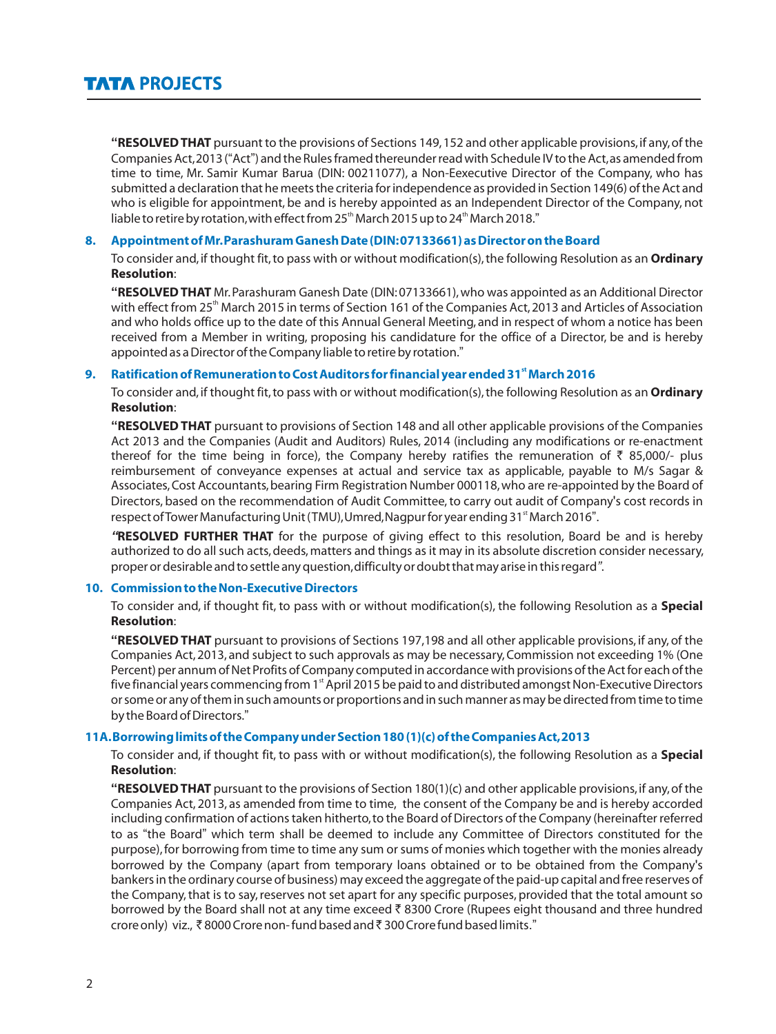**"RESOLVED THAT** pursuant to the provisions of Sections 149, 152 and other applicable provisions, if any, of the Companies Act, 2013 ("Act") and the Rules framed thereunder read with Schedule IV to the Act, as amended from time to time, Mr. Samir Kumar Barua (DIN: 00211077), a Non-Eexecutive Director of the Company, who has submitted a declaration that he meets the criteria for independence as provided in Section 149(6) of the Act and who is eligible for appointment, be and is hereby appointed as an Independent Director of the Company, not liable to retire by rotation, with effect from 25th March 2015 up to 24th March 2018."

## 8. Appointment of Mr. Parashuram Ganesh Date (DIN: 07133661) as Director on the Board

To consider and, if thought fit, to pass with or without modification(s), the following Resolution as an **Ordinary Resolution**:

**"RESOLVED THAT** Mr. Parashuram Ganesh Date (DIN: 07133661), who was appointed as an Additional Director with effect from 25th March 2015 in terms of Section 161 of the Companies Act, 2013 and Articles of Association and who holds office up to the date of this Annual General Meeting, and in respect of whom a notice has been received from a Member in writing, proposing his candidature for the office of a Director, be and is hereby appointed as a Director of the Company liable to retire by rotation."

## 9. Ratification of Remuneration to Cost Auditors for financial year ended 31st March 2016

To consider and, if thought fit, to pass with or without modification(s), the following Resolution as an **Ordinary Resolution**:

**"RESOLVED THAT** pursuant to provisions of Section 148 and all other applicable provisions of the Companies Act 2013 and the Companies (Audit and Auditors) Rules, 2014 (including any modifications or re-enactment thereof for the time being in force), the Company hereby ratifies the remuneration of ₹ 85,000/- plus reimbursement of conveyance expenses at actual and service tax as applicable, payable to M/s Sagar & Associates, Cost Accountants, bearing Firm Registration Number 000118, who are re-appointed by the Board of Directors, based on the recommendation of Audit Committee, to carry out audit of Company's cost records in respect of Tower Manufacturing Unit (TMU), Umred, Nagpur for year ending 31st March 2016".

***"*RESOLVED FURTHER THAT** for the purpose of giving effect to this resolution, Board be and is hereby authorized to do all such acts, deeds, matters and things as it may in its absolute discretion consider necessary, proper or desirable and to settle any question, difficulty or doubt that may arise in this regard*"*.

## 10. Commission to the Non-Executive Directors

To consider and, if thought fit, to pass with or without modification(s), the following Resolution as a **Special Resolution**:

**"RESOLVED THAT** pursuant to provisions of Sections 197,198 and all other applicable provisions, if any, of the Companies Act, 2013, and subject to such approvals as may be necessary, Commission not exceeding 1% (One Percent) per annum of Net Profits of Company computed in accordance with provisions of the Act for each of the five financial years commencing from 1st April 2015 be paid to and distributed amongst Non-Executive Directors or some or any of them in such amounts or proportions and in such manner as may be directed from time to time by the Board of Directors."

## 11A. Borrowing limits of the Company under Section 180 (1)(c) of the Companies Act, 2013

To consider and, if thought fit, to pass with or without modification(s), the following Resolution as a **Special Resolution**:

**"RESOLVED THAT** pursuant to the provisions of Section 180(1)(c) and other applicable provisions, if any, of the Companies Act, 2013, as amended from time to time, the consent of the Company be and is hereby accorded including confirmation of actions taken hitherto, to the Board of Directors of the Company (hereinafter referred to as "the Board" which term shall be deemed to include any Committee of Directors constituted for the purpose), for borrowing from time to time any sum or sums of monies which together with the monies already borrowed by the Company (apart from temporary loans obtained or to be obtained from the Company's bankers in the ordinary course of business) may exceed the aggregate of the paid-up capital and free reserves of the Company, that is to say, reserves not set apart for any specific purposes, provided that the total amount so borrowed by the Board shall not at any time exceed ₹ 8300 Crore (Rupees eight thousand and three hundred crore only) viz., ₹ 8000 Crore non- fund based and ₹ 300 Crore fund based limits."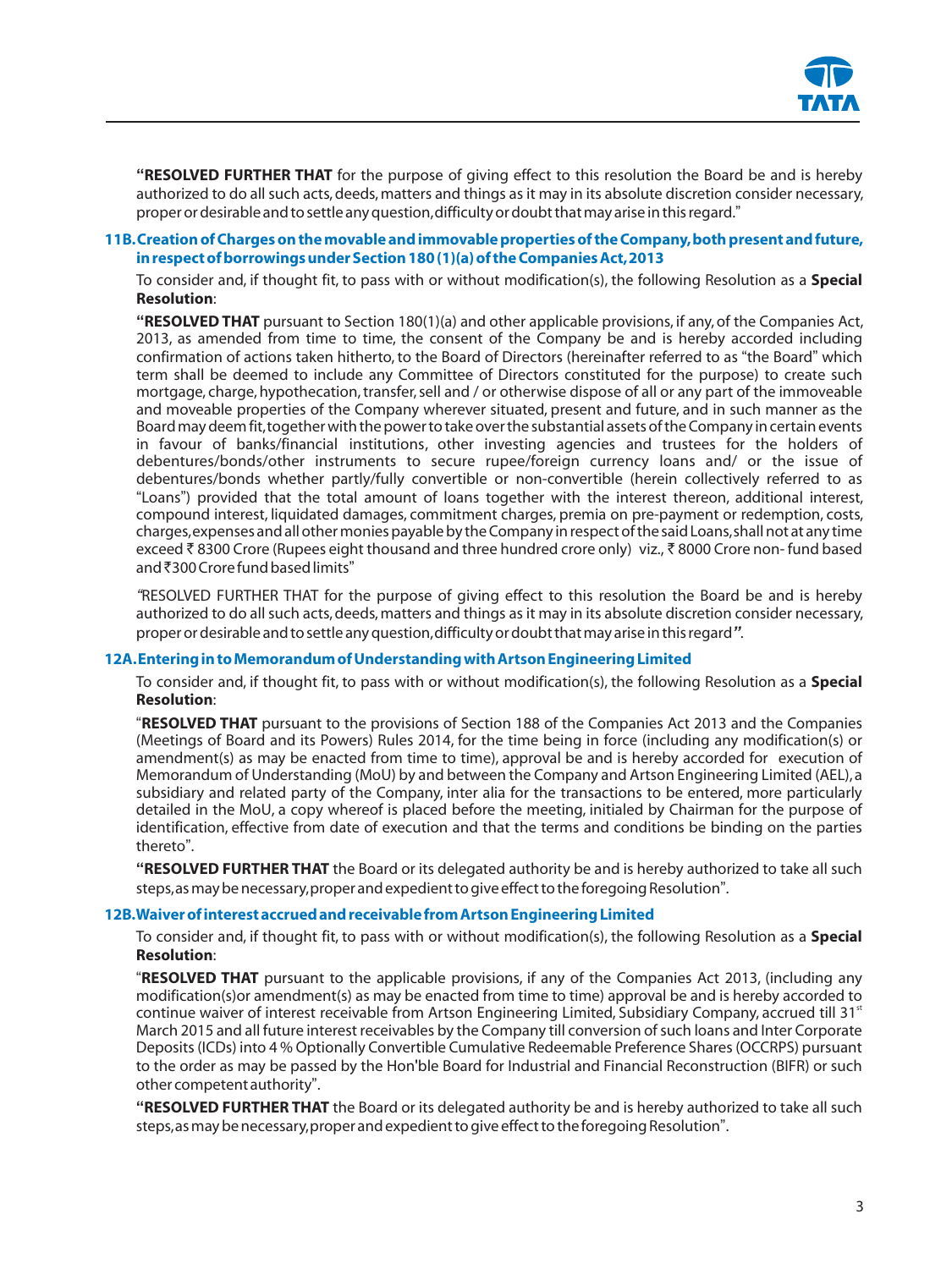**"RESOLVED FURTHER THAT** for the purpose of giving effect to this resolution the Board be and is hereby authorized to do all such acts, deeds, matters and things as it may in its absolute discretion consider necessary, proper or desirable and to settle any question, difficulty or doubt that may arise in this regard."

### 11B. Creation of Charges on the movable and immovable properties of the Company, both present and future, in respect of borrowings under Section 180 (1)(a) of the Companies Act, 2013

To consider and, if thought fit, to pass with or without modification(s), the following Resolution as a **Special Resolution**:

**"RESOLVED THAT** pursuant to Section 180(1)(a) and other applicable provisions, if any, of the Companies Act, 2013, as amended from time to time, the consent of the Company be and is hereby accorded including confirmation of actions taken hitherto, to the Board of Directors (hereinafter referred to as "the Board" which term shall be deemed to include any Committee of Directors constituted for the purpose) to create such mortgage, charge, hypothecation, transfer, sell and / or otherwise dispose of all or any part of the immoveable and moveable properties of the Company wherever situated, present and future, and in such manner as the Board may deem fit, together with the power to take over the substantial assets of the Company in certain events in favour of banks/financial institutions, other investing agencies and trustees for the holders of debentures/bonds/other instruments to secure rupee/foreign currency loans and/ or the issue of debentures/bonds whether partly/fully convertible or non-convertible (herein collectively referred to as "Loans") provided that the total amount of loans together with the interest thereon, additional interest, compound interest, liquidated damages, commitment charges, premia on pre-payment or redemption, costs, charges, expenses and all other monies payable by the Company in respect of the said Loans, shall not at any time exceed ₹ 8300 Crore (Rupees eight thousand and three hundred crore only) viz., ₹ 8000 Crore non- fund based and ₹300 Crore fund based limits"

*"*RESOLVED FURTHER THAT for the purpose of giving effect to this resolution the Board be and is hereby authorized to do all such acts, deeds, matters and things as it may in its absolute discretion consider necessary, proper or desirable and to settle any question, difficulty or doubt that may arise in this regard*"*.

### 12A. Entering in to Memorandum of Understanding with Artson Engineering Limited

To consider and, if thought fit, to pass with or without modification(s), the following Resolution as a **Special Resolution**:

"**RESOLVED THAT** pursuant to the provisions of Section 188 of the Companies Act 2013 and the Companies (Meetings of Board and its Powers) Rules 2014, for the time being in force (including any modification(s) or amendment(s) as may be enacted from time to time), approval be and is hereby accorded for execution of Memorandum of Understanding (MoU) by and between the Company and Artson Engineering Limited (AEL), a subsidiary and related party of the Company, inter alia for the transactions to be entered, more particularly detailed in the MoU, a copy whereof is placed before the meeting, initialed by Chairman for the purpose of identification, effective from date of execution and that the terms and conditions be binding on the parties thereto".

**"RESOLVED FURTHER THAT** the Board or its delegated authority be and is hereby authorized to take all such steps, as may be necessary, proper and expedient to give effect to the foregoing Resolution".

### 12B. Waiver of interest accrued and receivable from Artson Engineering Limited

To consider and, if thought fit, to pass with or without modification(s), the following Resolution as a **Special Resolution**:

"**RESOLVED THAT** pursuant to the applicable provisions, if any of the Companies Act 2013, (including any modification(s)or amendment(s) as may be enacted from time to time) approval be and is hereby accorded to continue waiver of interest receivable from Artson Engineering Limited, Subsidiary Company, accrued till 31st March 2015 and all future interest receivables by the Company till conversion of such loans and Inter Corporate Deposits (ICDs) into 4 % Optionally Convertible Cumulative Redeemable Preference Shares (OCCRPS) pursuant to the order as may be passed by the Hon'ble Board for Industrial and Financial Reconstruction (BIFR) or such other competent authority".

**"RESOLVED FURTHER THAT** the Board or its delegated authority be and is hereby authorized to take all such steps, as may be necessary, proper and expedient to give effect to the foregoing Resolution".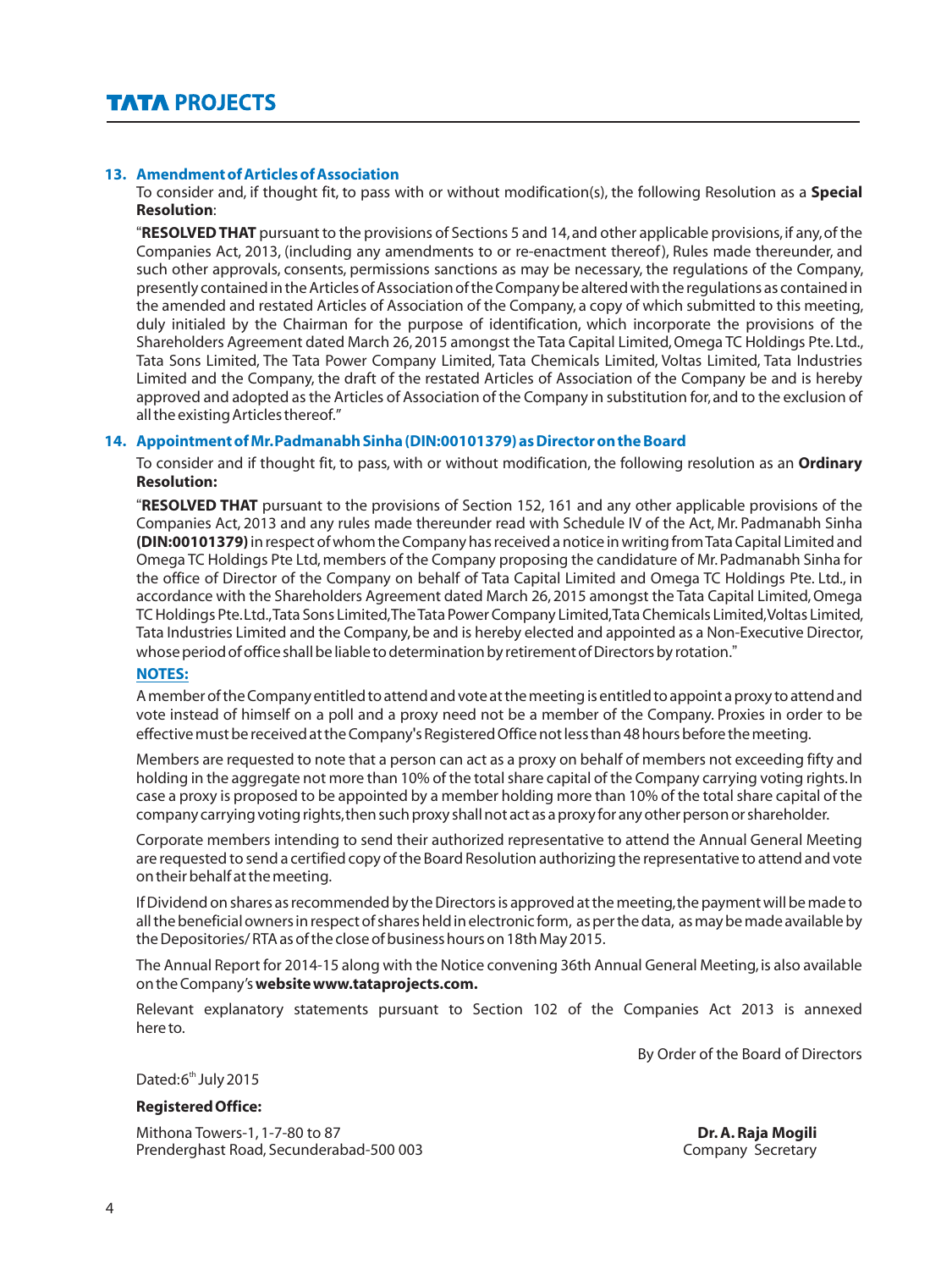**13. Amendment of Articles of Association**

To consider and, if thought fit, to pass with or without modification(s), the following Resolution as a **Special Resolution**:

"**RESOLVED THAT** pursuant to the provisions of Sections 5 and 14, and other applicable provisions, if any, of the Companies Act, 2013, (including any amendments to or re-enactment thereof), Rules made thereunder, and such other approvals, consents, permissions sanctions as may be necessary, the regulations of the Company, presently contained in the Articles of Association of the Company be altered with the regulations as contained in the amended and restated Articles of Association of the Company, a copy of which submitted to this meeting, duly initialed by the Chairman for the purpose of identification, which incorporate the provisions of the Shareholders Agreement dated March 26, 2015 amongst the Tata Capital Limited, Omega TC Holdings Pte. Ltd., Tata Sons Limited, The Tata Power Company Limited, Tata Chemicals Limited, Voltas Limited, Tata Industries Limited and the Company, the draft of the restated Articles of Association of the Company be and is hereby approved and adopted as the Articles of Association of the Company in substitution for, and to the exclusion of all the existing Articles thereof."

**14. Appointment of Mr. Padmanabh Sinha (DIN:00101379) as Director on the Board**

To consider and if thought fit, to pass, with or without modification, the following resolution as an **Ordinary Resolution:**

"**RESOLVED THAT** pursuant to the provisions of Section 152, 161 and any other applicable provisions of the Companies Act, 2013 and any rules made thereunder read with Schedule IV of the Act, Mr. Padmanabh Sinha **(DIN:00101379)** in respect of whom the Company has received a notice in writing from Tata Capital Limited and Omega TC Holdings Pte Ltd, members of the Company proposing the candidature of Mr. Padmanabh Sinha for the office of Director of the Company on behalf of Tata Capital Limited and Omega TC Holdings Pte. Ltd., in accordance with the Shareholders Agreement dated March 26, 2015 amongst the Tata Capital Limited, Omega TC Holdings Pte. Ltd., Tata Sons Limited, The Tata Power Company Limited, Tata Chemicals Limited, Voltas Limited, Tata Industries Limited and the Company, be and is hereby elected and appointed as a Non-Executive Director, whose period of office shall be liable to determination by retirement of Directors by rotation."

**NOTES:**

A member of the Company entitled to attend and vote at the meeting is entitled to appoint a proxy to attend and vote instead of himself on a poll and a proxy need not be a member of the Company. Proxies in order to be effective must be received at the Company's Registered Office not less than 48 hours before the meeting.

Members are requested to note that a person can act as a proxy on behalf of members not exceeding fifty and holding in the aggregate not more than 10% of the total share capital of the Company carrying voting rights. In case a proxy is proposed to be appointed by a member holding more than 10% of the total share capital of the company carrying voting rights, then such proxy shall not act as a proxy for any other person or shareholder.

Corporate members intending to send their authorized representative to attend the Annual General Meeting are requested to send a certified copy of the Board Resolution authorizing the representative to attend and vote on their behalf at the meeting.

If Dividend on shares as recommended by the Directors is approved at the meeting, the payment will be made to all the beneficial owners in respect of shares held in electronic form, as per the data, as may be made available by the Depositories/ RTA as of the close of business hours on 18th May 2015.

The Annual Report for 2014-15 along with the Notice convening 36th Annual General Meeting, is also available on the Company's **website www.tataprojects.com.**

Relevant explanatory statements pursuant to Section 102 of the Companies Act 2013 is annexed here to.

By Order of the Board of Directors

Dated: 6th July 2015

**Registered Office:**

Mithona Towers-1, 1-7-80 to 87
Prenderghast Road, Secunderabad-500 003

**Dr. A. Raja Mogili**
Company Secretary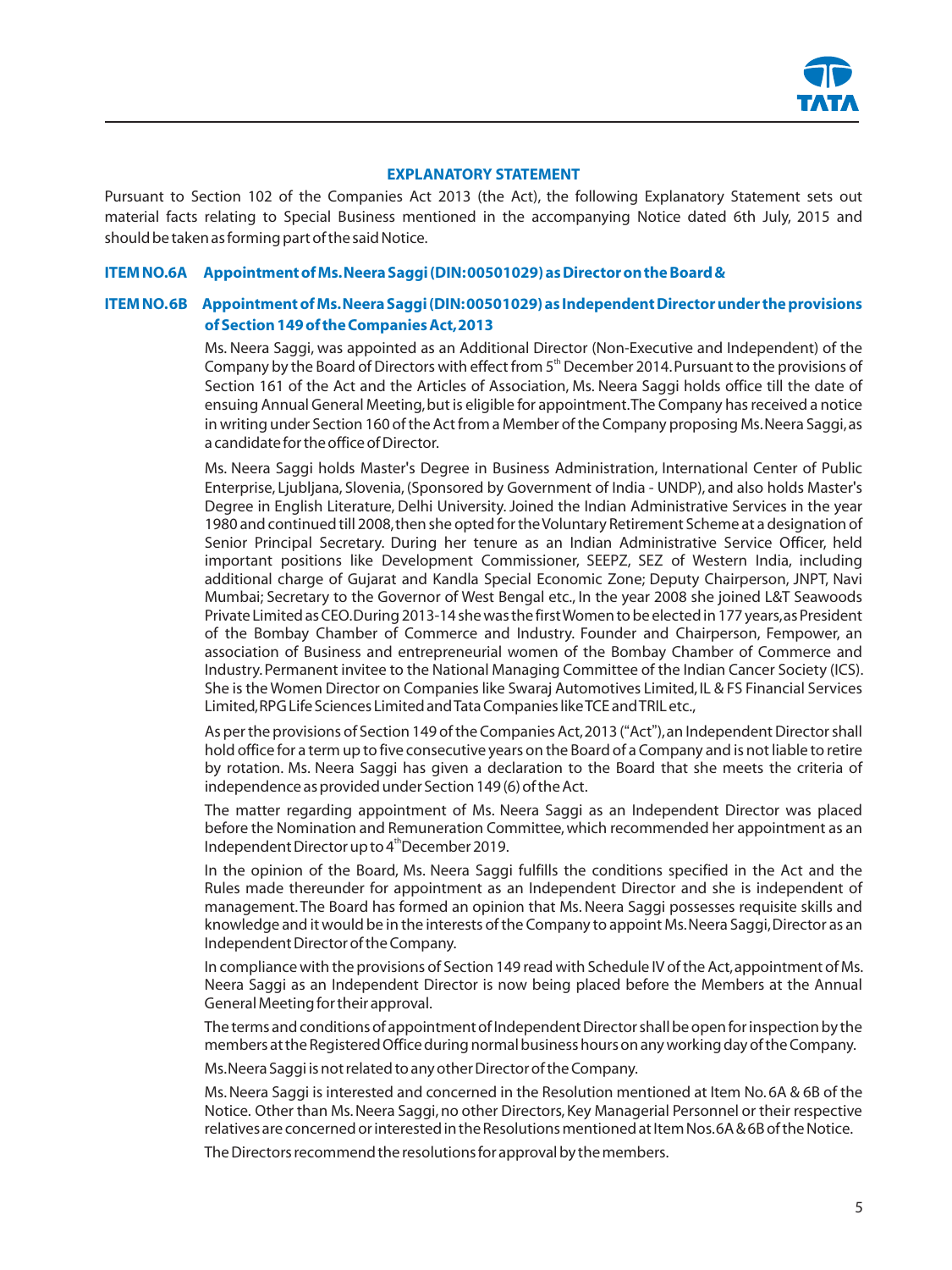## EXPLANATORY STATEMENT

Pursuant to Section 102 of the Companies Act 2013 (the Act), the following Explanatory Statement sets out material facts relating to Special Business mentioned in the accompanying Notice dated 6th July, 2015 and should be taken as forming part of the said Notice.

### ITEM NO.6A Appointment of Ms. Neera Saggi (DIN: 00501029) as Director on the Board &

### ITEM NO.6B Appointment of Ms. Neera Saggi (DIN: 00501029) as Independent Director under the provisions of Section 149 of the Companies Act, 2013

Ms. Neera Saggi, was appointed as an Additional Director (Non-Executive and Independent) of the Company by the Board of Directors with effect from 5th December 2014. Pursuant to the provisions of Section 161 of the Act and the Articles of Association, Ms. Neera Saggi holds office till the date of ensuing Annual General Meeting, but is eligible for appointment. The Company has received a notice in writing under Section 160 of the Act from a Member of the Company proposing Ms. Neera Saggi, as a candidate for the office of Director.

Ms. Neera Saggi holds Master's Degree in Business Administration, International Center of Public Enterprise, Ljubljana, Slovenia, (Sponsored by Government of India - UNDP), and also holds Master's Degree in English Literature, Delhi University. Joined the Indian Administrative Services in the year 1980 and continued till 2008, then she opted for the Voluntary Retirement Scheme at a designation of Senior Principal Secretary. During her tenure as an Indian Administrative Service Officer, held important positions like Development Commissioner, SEEPZ, SEZ of Western India, including additional charge of Gujarat and Kandla Special Economic Zone; Deputy Chairperson, JNPT, Navi Mumbai; Secretary to the Governor of West Bengal etc., In the year 2008 she joined L&T Seawoods Private Limited as CEO. During 2013-14 she was the first Women to be elected in 177 years, as President of the Bombay Chamber of Commerce and Industry. Founder and Chairperson, Fempower, an association of Business and entrepreneurial women of the Bombay Chamber of Commerce and Industry. Permanent invitee to the National Managing Committee of the Indian Cancer Society (ICS). She is the Women Director on Companies like Swaraj Automotives Limited, IL & FS Financial Services Limited, RPG Life Sciences Limited and Tata Companies like TCE and TRIL etc.,

As per the provisions of Section 149 of the Companies Act, 2013 ("Act"), an Independent Director shall hold office for a term up to five consecutive years on the Board of a Company and is not liable to retire by rotation. Ms. Neera Saggi has given a declaration to the Board that she meets the criteria of independence as provided under Section 149 (6) of the Act.

The matter regarding appointment of Ms. Neera Saggi as an Independent Director was placed before the Nomination and Remuneration Committee, which recommended her appointment as an Independent Director up to 4th December 2019.

In the opinion of the Board, Ms. Neera Saggi fulfills the conditions specified in the Act and the Rules made thereunder for appointment as an Independent Director and she is independent of management. The Board has formed an opinion that Ms. Neera Saggi possesses requisite skills and knowledge and it would be in the interests of the Company to appoint Ms. Neera Saggi, Director as an Independent Director of the Company.

In compliance with the provisions of Section 149 read with Schedule IV of the Act, appointment of Ms. Neera Saggi as an Independent Director is now being placed before the Members at the Annual General Meeting for their approval.

The terms and conditions of appointment of Independent Director shall be open for inspection by the members at the Registered Office during normal business hours on any working day of the Company.

Ms. Neera Saggi is not related to any other Director of the Company.

Ms. Neera Saggi is interested and concerned in the Resolution mentioned at Item No. 6A & 6B of the Notice. Other than Ms. Neera Saggi, no other Directors, Key Managerial Personnel or their respective relatives are concerned or interested in the Resolutions mentioned at Item Nos. 6A & 6B of the Notice.

The Directors recommend the resolutions for approval by the members.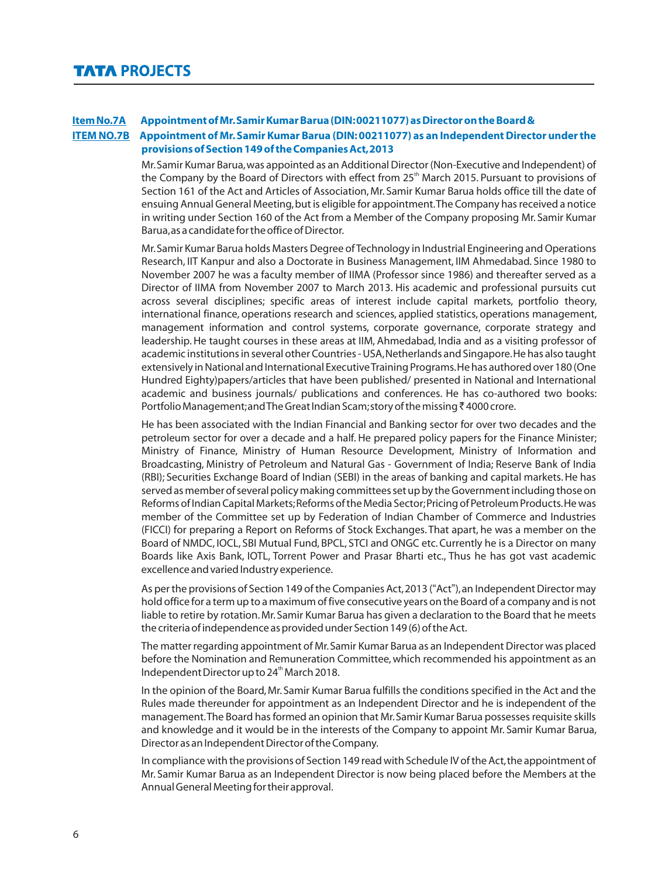**Item No.7A Appointment of Mr. Samir Kumar Barua (DIN: 00211077) as Director on the Board &**

**ITEM NO.7B Appointment of Mr. Samir Kumar Barua (DIN: 00211077) as an Independent Director under the provisions of Section 149 of the Companies Act, 2013**

Mr. Samir Kumar Barua, was appointed as an Additional Director (Non-Executive and Independent) of the Company by the Board of Directors with effect from 25th March 2015. Pursuant to provisions of Section 161 of the Act and Articles of Association, Mr. Samir Kumar Barua holds office till the date of ensuing Annual General Meeting, but is eligible for appointment. The Company has received a notice in writing under Section 160 of the Act from a Member of the Company proposing Mr. Samir Kumar Barua, as a candidate for the office of Director.

Mr. Samir Kumar Barua holds Masters Degree of Technology in Industrial Engineering and Operations Research, IIT Kanpur and also a Doctorate in Business Management, IIM Ahmedabad. Since 1980 to November 2007 he was a faculty member of IIMA (Professor since 1986) and thereafter served as a Director of IIMA from November 2007 to March 2013. His academic and professional pursuits cut across several disciplines; specific areas of interest include capital markets, portfolio theory, international finance, operations research and sciences, applied statistics, operations management, management information and control systems, corporate governance, corporate strategy and leadership. He taught courses in these areas at IIM, Ahmedabad, India and as a visiting professor of academic institutions in several other Countries - USA, Netherlands and Singapore. He has also taught extensively in National and International Executive Training Programs. He has authored over 180 (One Hundred Eighty) papers/articles that have been published/ presented in National and International academic and business journals/ publications and conferences. He has co-authored two books: Portfolio Management; and The Great Indian Scam; story of the missing ₹ 4000 crore.

He has been associated with the Indian Financial and Banking sector for over two decades and the petroleum sector for over a decade and a half. He prepared policy papers for the Finance Minister; Ministry of Finance, Ministry of Human Resource Development, Ministry of Information and Broadcasting, Ministry of Petroleum and Natural Gas - Government of India; Reserve Bank of India (RBI); Securities Exchange Board of Indian (SEBI) in the areas of banking and capital markets. He has served as member of several policy making committees set up by the Government including those on Reforms of Indian Capital Markets; Reforms of the Media Sector; Pricing of Petroleum Products. He was member of the Committee set up by Federation of Indian Chamber of Commerce and Industries (FICCI) for preparing a Report on Reforms of Stock Exchanges. That apart, he was a member on the Board of NMDC, IOCL, SBI Mutual Fund, BPCL, STCI and ONGC etc. Currently he is a Director on many Boards like Axis Bank, IOTL, Torrent Power and Prasar Bharti etc., Thus he has got vast academic excellence and varied Industry experience.

As per the provisions of Section 149 of the Companies Act, 2013 ("Act"), an Independent Director may hold office for a term up to a maximum of five consecutive years on the Board of a company and is not liable to retire by rotation. Mr. Samir Kumar Barua has given a declaration to the Board that he meets the criteria of independence as provided under Section 149 (6) of the Act.

The matter regarding appointment of Mr. Samir Kumar Barua as an Independent Director was placed before the Nomination and Remuneration Committee, which recommended his appointment as an Independent Director up to 24th March 2018.

In the opinion of the Board, Mr. Samir Kumar Barua fulfills the conditions specified in the Act and the Rules made thereunder for appointment as an Independent Director and he is independent of the management. The Board has formed an opinion that Mr. Samir Kumar Barua possesses requisite skills and knowledge and it would be in the interests of the Company to appoint Mr. Samir Kumar Barua, Director as an Independent Director of the Company.

In compliance with the provisions of Section 149 read with Schedule IV of the Act, the appointment of Mr. Samir Kumar Barua as an Independent Director is now being placed before the Members at the Annual General Meeting for their approval.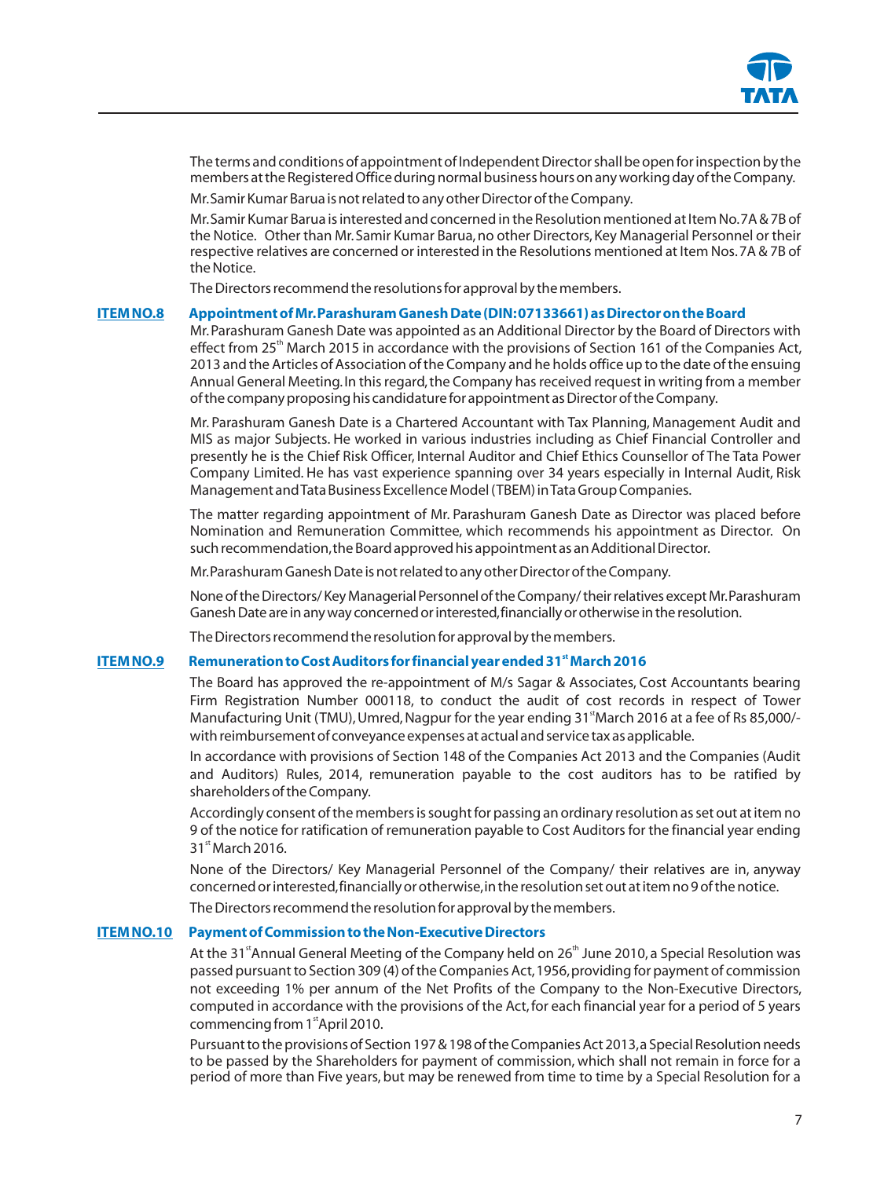The terms and conditions of appointment of Independent Director shall be open for inspection by the members at the Registered Office during normal business hours on any working day of the Company.

Mr. Samir Kumar Barua is not related to any other Director of the Company.

Mr. Samir Kumar Barua is interested and concerned in the Resolution mentioned at Item No. 7A & 7B of the Notice. Other than Mr. Samir Kumar Barua, no other Directors, Key Managerial Personnel or their respective relatives are concerned or interested in the Resolutions mentioned at Item Nos. 7A & 7B of the Notice.

The Directors recommend the resolutions for approval by the members.

**ITEM NO.8 Appointment of Mr. Parashuram Ganesh Date (DIN: 07133661) as Director on the Board**

Mr. Parashuram Ganesh Date was appointed as an Additional Director by the Board of Directors with effect from 25th March 2015 in accordance with the provisions of Section 161 of the Companies Act, 2013 and the Articles of Association of the Company and he holds office up to the date of the ensuing Annual General Meeting. In this regard, the Company has received request in writing from a member of the company proposing his candidature for appointment as Director of the Company.

Mr. Parashuram Ganesh Date is a Chartered Accountant with Tax Planning, Management Audit and MIS as major Subjects. He worked in various industries including as Chief Financial Controller and presently he is the Chief Risk Officer, Internal Auditor and Chief Ethics Counsellor of The Tata Power Company Limited. He has vast experience spanning over 34 years especially in Internal Audit, Risk Management and Tata Business Excellence Model (TBEM) in Tata Group Companies.

The matter regarding appointment of Mr. Parashuram Ganesh Date as Director was placed before Nomination and Remuneration Committee, which recommends his appointment as Director. On such recommendation, the Board approved his appointment as an Additional Director.

Mr. Parashuram Ganesh Date is not related to any other Director of the Company.

None of the Directors/ Key Managerial Personnel of the Company/ their relatives except Mr. Parashuram Ganesh Date are in any way concerned or interested, financially or otherwise in the resolution.

The Directors recommend the resolution for approval by the members.

**ITEM NO.9 Remuneration to Cost Auditors for financial year ended 31st March 2016**

The Board has approved the re-appointment of M/s Sagar & Associates, Cost Accountants bearing Firm Registration Number 000118, to conduct the audit of cost records in respect of Tower Manufacturing Unit (TMU), Umred, Nagpur for the year ending 31st March 2016 at a fee of Rs 85,000/- with reimbursement of conveyance expenses at actual and service tax as applicable.

In accordance with provisions of Section 148 of the Companies Act 2013 and the Companies (Audit and Auditors) Rules, 2014, remuneration payable to the cost auditors has to be ratified by shareholders of the Company.

Accordingly consent of the members is sought for passing an ordinary resolution as set out at item no 9 of the notice for ratification of remuneration payable to Cost Auditors for the financial year ending 31st March 2016.

None of the Directors/ Key Managerial Personnel of the Company/ their relatives are in, anyway concerned or interested, financially or otherwise, in the resolution set out at item no 9 of the notice.

The Directors recommend the resolution for approval by the members.

**ITEM NO.10 Payment of Commission to the Non-Executive Directors**

At the 31st Annual General Meeting of the Company held on 26th June 2010, a Special Resolution was passed pursuant to Section 309 (4) of the Companies Act, 1956, providing for payment of commission not exceeding 1% per annum of the Net Profits of the Company to the Non-Executive Directors, computed in accordance with the provisions of the Act, for each financial year for a period of 5 years commencing from 1st April 2010.

Pursuant to the provisions of Section 197 & 198 of the Companies Act 2013, a Special Resolution needs to be passed by the Shareholders for payment of commission, which shall not remain in force for a period of more than Five years, but may be renewed from time to time by a Special Resolution for a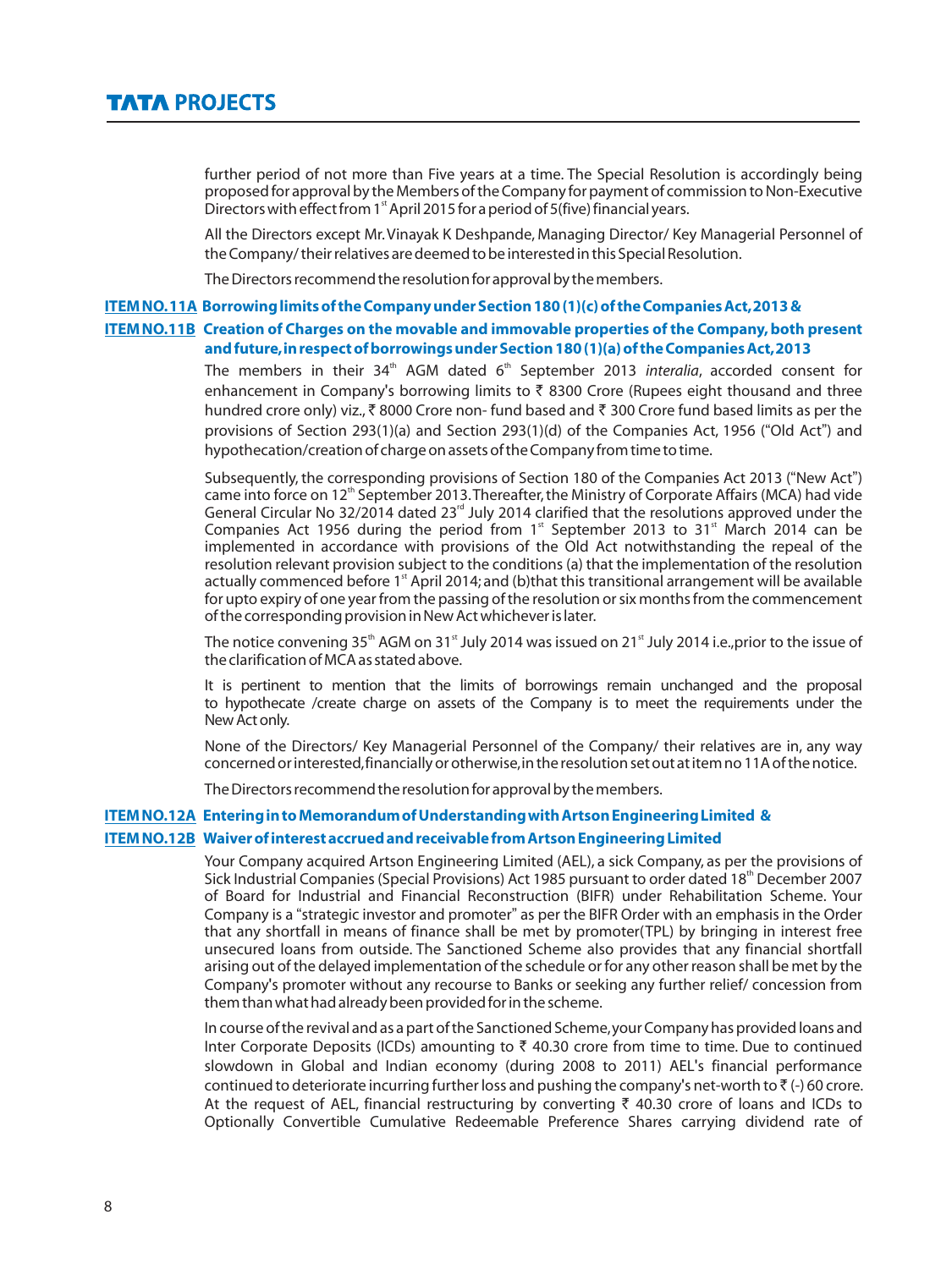further period of not more than Five years at a time. The Special Resolution is accordingly being proposed for approval by the Members of the Company for payment of commission to Non-Executive Directors with effect from 1st April 2015 for a period of 5(five) financial years.

All the Directors except Mr. Vinayak K Deshpande, Managing Director/ Key Managerial Personnel of the Company/ their relatives are deemed to be interested in this Special Resolution.

The Directors recommend the resolution for approval by the members.

### ITEM NO. 11A Borrowing limits of the Company under Section 180 (1)(c) of the Companies Act, 2013 &

### ITEM NO.11B Creation of Charges on the movable and immovable properties of the Company, both present and future, in respect of borrowings under Section 180 (1)(a) of the Companies Act, 2013

The members in their 34th AGM dated 6th September 2013 *interalia*, accorded consent for enhancement in Company's borrowing limits to ₹ 8300 Crore (Rupees eight thousand and three hundred crore only) viz., ₹ 8000 Crore non- fund based and ₹ 300 Crore fund based limits as per the provisions of Section 293(1)(a) and Section 293(1)(d) of the Companies Act, 1956 ("Old Act") and hypothecation/creation of charge on assets of the Company from time to time.

Subsequently, the corresponding provisions of Section 180 of the Companies Act 2013 ("New Act") came into force on 12th September 2013. Thereafter, the Ministry of Corporate Affairs (MCA) had vide General Circular No 32/2014 dated 23rd July 2014 clarified that the resolutions approved under the Companies Act 1956 during the period from 1st September 2013 to 31st March 2014 can be implemented in accordance with provisions of the Old Act notwithstanding the repeal of the resolution relevant provision subject to the conditions (a) that the implementation of the resolution actually commenced before 1st April 2014; and (b)that this transitional arrangement will be available for upto expiry of one year from the passing of the resolution or six months from the commencement of the corresponding provision in New Act whichever is later.

The notice convening 35th AGM on 31st July 2014 was issued on 21st July 2014 i.e.,prior to the issue of the clarification of MCA as stated above.

It is pertinent to mention that the limits of borrowings remain unchanged and the proposal to hypothecate /create charge on assets of the Company is to meet the requirements under the New Act only.

None of the Directors/ Key Managerial Personnel of the Company/ their relatives are in, any way concerned or interested, financially or otherwise, in the resolution set out at item no 11A of the notice.

The Directors recommend the resolution for approval by the members.

### ITEM NO.12A Entering in to Memorandum of Understanding with Artson Engineering Limited &

### ITEM NO.12B Waiver of interest accrued and receivable from Artson Engineering Limited

Your Company acquired Artson Engineering Limited (AEL), a sick Company, as per the provisions of Sick Industrial Companies (Special Provisions) Act 1985 pursuant to order dated 18th December 2007 of Board for Industrial and Financial Reconstruction (BIFR) under Rehabilitation Scheme. Your Company is a "strategic investor and promoter" as per the BIFR Order with an emphasis in the Order that any shortfall in means of finance shall be met by promoter(TPL) by bringing in interest free unsecured loans from outside. The Sanctioned Scheme also provides that any financial shortfall arising out of the delayed implementation of the schedule or for any other reason shall be met by the Company's promoter without any recourse to Banks or seeking any further relief/ concession from them than what had already been provided for in the scheme.

In course of the revival and as a part of the Sanctioned Scheme, your Company has provided loans and Inter Corporate Deposits (ICDs) amounting to ₹ 40.30 crore from time to time. Due to continued slowdown in Global and Indian economy (during 2008 to 2011) AEL's financial performance continued to deteriorate incurring further loss and pushing the company's net-worth to ₹ (-) 60 crore. At the request of AEL, financial restructuring by converting ₹ 40.30 crore of loans and ICDs to Optionally Convertible Cumulative Redeemable Preference Shares carrying dividend rate of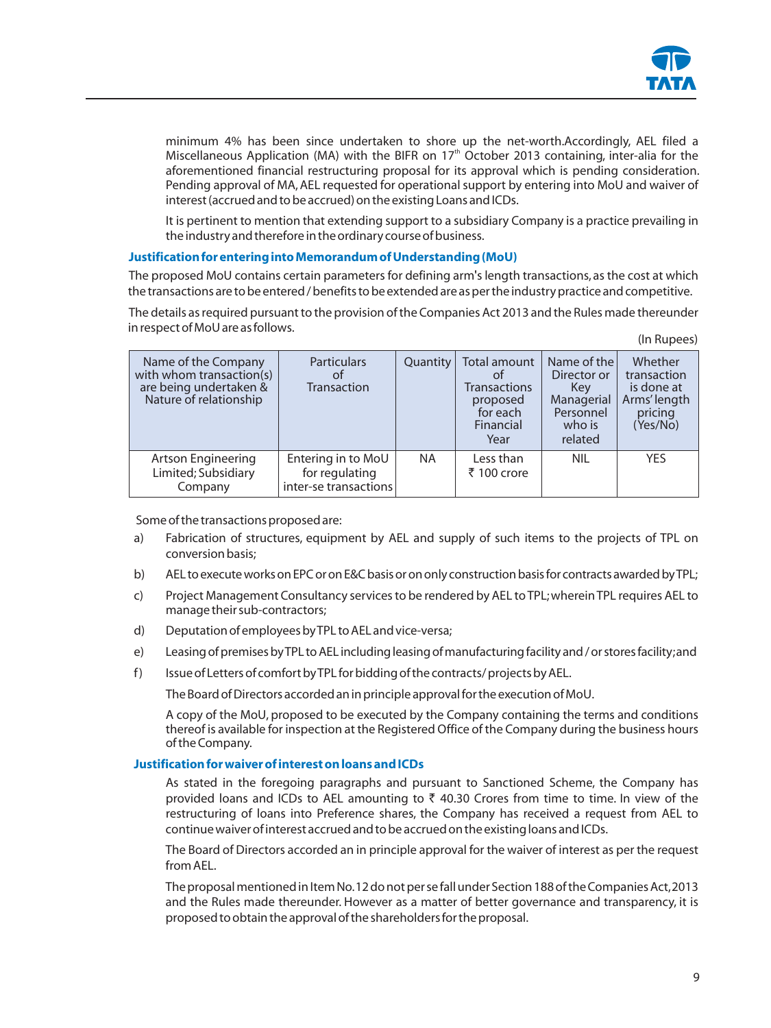minimum 4% has been since undertaken to shore up the net-worth.Accordingly, AEL filed a Miscellaneous Application (MA) with the BIFR on 17th October 2013 containing, inter-alia for the aforementioned financial restructuring proposal for its approval which is pending consideration. Pending approval of MA, AEL requested for operational support by entering into MoU and waiver of interest (accrued and to be accrued) on the existing Loans and ICDs.

It is pertinent to mention that extending support to a subsidiary Company is a practice prevailing in the industry and therefore in the ordinary course of business.

### Justification for entering into Memorandum of Understanding (MoU)

The proposed MoU contains certain parameters for defining arm's length transactions, as the cost at which the transactions are to be entered / benefits to be extended are as per the industry practice and competitive.

The details as required pursuant to the provision of the Companies Act 2013 and the Rules made thereunder in respect of MoU are as follows.

(In Rupees)

| Name of the Company with whom transaction(s) are being undertaken & Nature of relationship | Particulars of Transaction | Quantity | Total amount of Transactions proposed for each Financial Year | Name of the Director or Key Managerial Personnel who is related | Whether transaction is done at Arms' length pricing (Yes/No) |
|---|---|---|---|---|---|
| Artson Engineering Limited; Subsidiary Company | Entering in to MoU for regulating inter-se transactions | NA | Less than ₹ 100 crore | NIL | YES |

Some of the transactions proposed are:

a) Fabrication of structures, equipment by AEL and supply of such items to the projects of TPL on conversion basis;

b) AEL to execute works on EPC or on E&C basis or on only construction basis for contracts awarded by TPL;

c) Project Management Consultancy services to be rendered by AEL to TPL; wherein TPL requires AEL to manage their sub-contractors;

d) Deputation of employees by TPL to AEL and vice-versa;

e) Leasing of premises by TPL to AEL including leasing of manufacturing facility and / or stores facility; and

f) Issue of Letters of comfort by TPL for bidding of the contracts/ projects by AEL.

The Board of Directors accorded an in principle approval for the execution of MoU.

A copy of the MoU, proposed to be executed by the Company containing the terms and conditions thereof is available for inspection at the Registered Office of the Company during the business hours of the Company.

### Justification for waiver of interest on loans and ICDs

As stated in the foregoing paragraphs and pursuant to Sanctioned Scheme, the Company has provided loans and ICDs to AEL amounting to ₹ 40.30 Crores from time to time. In view of the restructuring of loans into Preference shares, the Company has received a request from AEL to continue waiver of interest accrued and to be accrued on the existing loans and ICDs.

The Board of Directors accorded an in principle approval for the waiver of interest as per the request from AEL.

The proposal mentioned in Item No. 12 do not per se fall under Section 188 of the Companies Act, 2013 and the Rules made thereunder. However as a matter of better governance and transparency, it is proposed to obtain the approval of the shareholders for the proposal.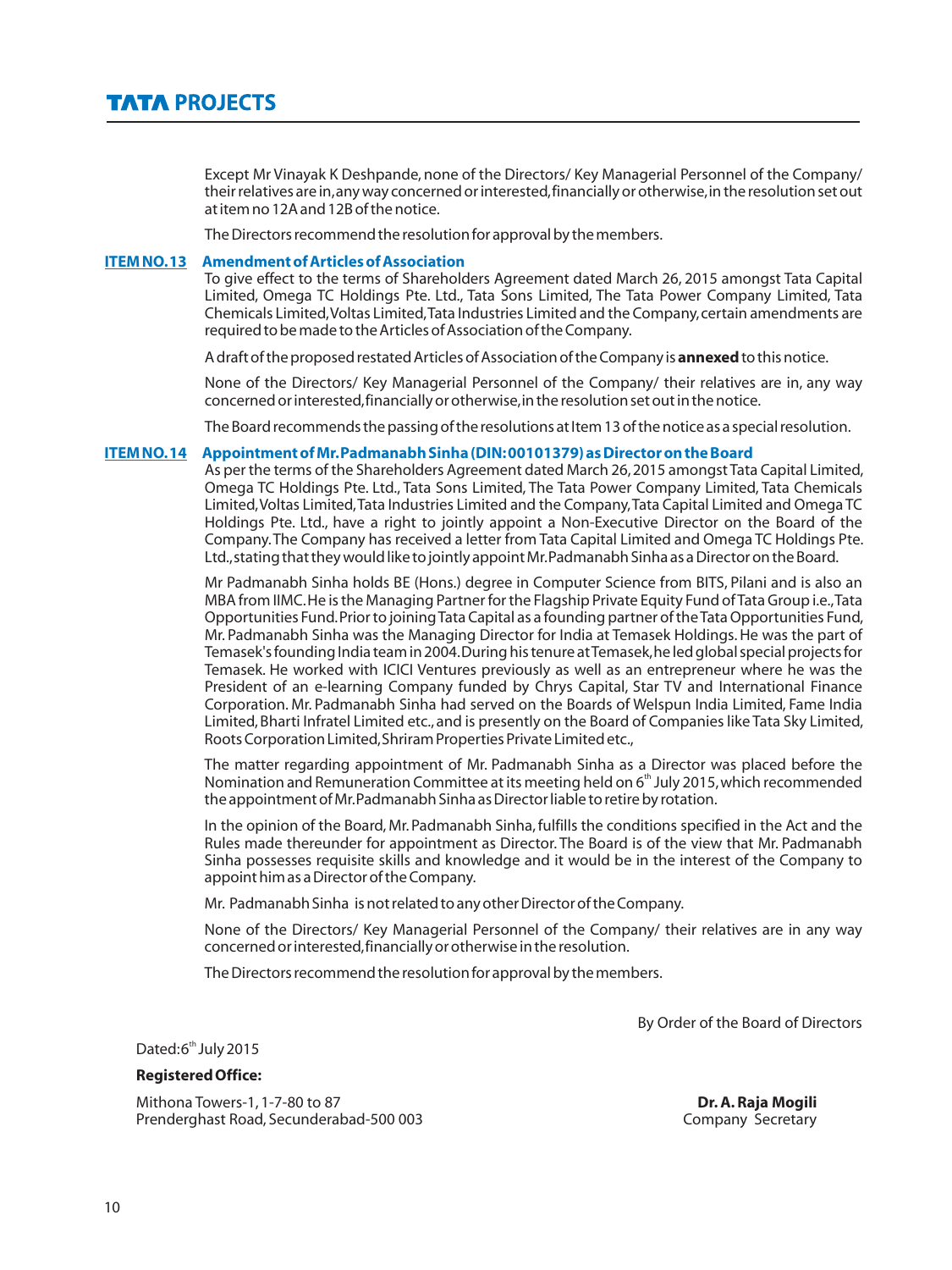Except Mr Vinayak K Deshpande, none of the Directors/ Key Managerial Personnel of the Company/ their relatives are in, any way concerned or interested, financially or otherwise, in the resolution set out at item no 12A and 12B of the notice.

The Directors recommend the resolution for approval by the members.

**ITEM NO. 13 Amendment of Articles of Association**

To give effect to the terms of Shareholders Agreement dated March 26, 2015 amongst Tata Capital Limited, Omega TC Holdings Pte. Ltd., Tata Sons Limited, The Tata Power Company Limited, Tata Chemicals Limited, Voltas Limited, Tata Industries Limited and the Company, certain amendments are required to be made to the Articles of Association of the Company.

A draft of the proposed restated Articles of Association of the Company is **annexed** to this notice.

None of the Directors/ Key Managerial Personnel of the Company/ their relatives are in, any way concerned or interested, financially or otherwise, in the resolution set out in the notice.

The Board recommends the passing of the resolutions at Item 13 of the notice as a special resolution.

**ITEM NO. 14 Appointment of Mr. Padmanabh Sinha (DIN: 00101379) as Director on the Board**

As per the terms of the Shareholders Agreement dated March 26, 2015 amongst Tata Capital Limited, Omega TC Holdings Pte. Ltd., Tata Sons Limited, The Tata Power Company Limited, Tata Chemicals Limited, Voltas Limited, Tata Industries Limited and the Company, Tata Capital Limited and Omega TC Holdings Pte. Ltd., have a right to jointly appoint a Non-Executive Director on the Board of the Company. The Company has received a letter from Tata Capital Limited and Omega TC Holdings Pte. Ltd., stating that they would like to jointly appoint Mr. Padmanabh Sinha as a Director on the Board.

Mr Padmanabh Sinha holds BE (Hons.) degree in Computer Science from BITS, Pilani and is also an MBA from IIMC. He is the Managing Partner for the Flagship Private Equity Fund of Tata Group i.e., Tata Opportunities Fund. Prior to joining Tata Capital as a founding partner of the Tata Opportunities Fund, Mr. Padmanabh Sinha was the Managing Director for India at Temasek Holdings. He was the part of Temasek's founding India team in 2004. During his tenure at Temasek, he led global special projects for Temasek. He worked with ICICI Ventures previously as well as an entrepreneur where he was the President of an e-learning Company funded by Chrys Capital, Star TV and International Finance Corporation. Mr. Padmanabh Sinha had served on the Boards of Welspun India Limited, Fame India Limited, Bharti Infratel Limited etc., and is presently on the Board of Companies like Tata Sky Limited, Roots Corporation Limited, Shriram Properties Private Limited etc.,

The matter regarding appointment of Mr. Padmanabh Sinha as a Director was placed before the Nomination and Remuneration Committee at its meeting held on 6th July 2015, which recommended the appointment of Mr. Padmanabh Sinha as Director liable to retire by rotation.

In the opinion of the Board, Mr. Padmanabh Sinha, fulfills the conditions specified in the Act and the Rules made thereunder for appointment as Director. The Board is of the view that Mr. Padmanabh Sinha possesses requisite skills and knowledge and it would be in the interest of the Company to appoint him as a Director of the Company.

Mr. Padmanabh Sinha is not related to any other Director of the Company.

None of the Directors/ Key Managerial Personnel of the Company/ their relatives are in any way concerned or interested, financially or otherwise in the resolution.

The Directors recommend the resolution for approval by the members.

By Order of the Board of Directors

Dated: 6th July 2015

**Registered Office:**

Mithona Towers-1, 1-7-80 to 87
Prenderghast Road, Secunderabad-500 003

**Dr. A. Raja Mogili**
Company Secretary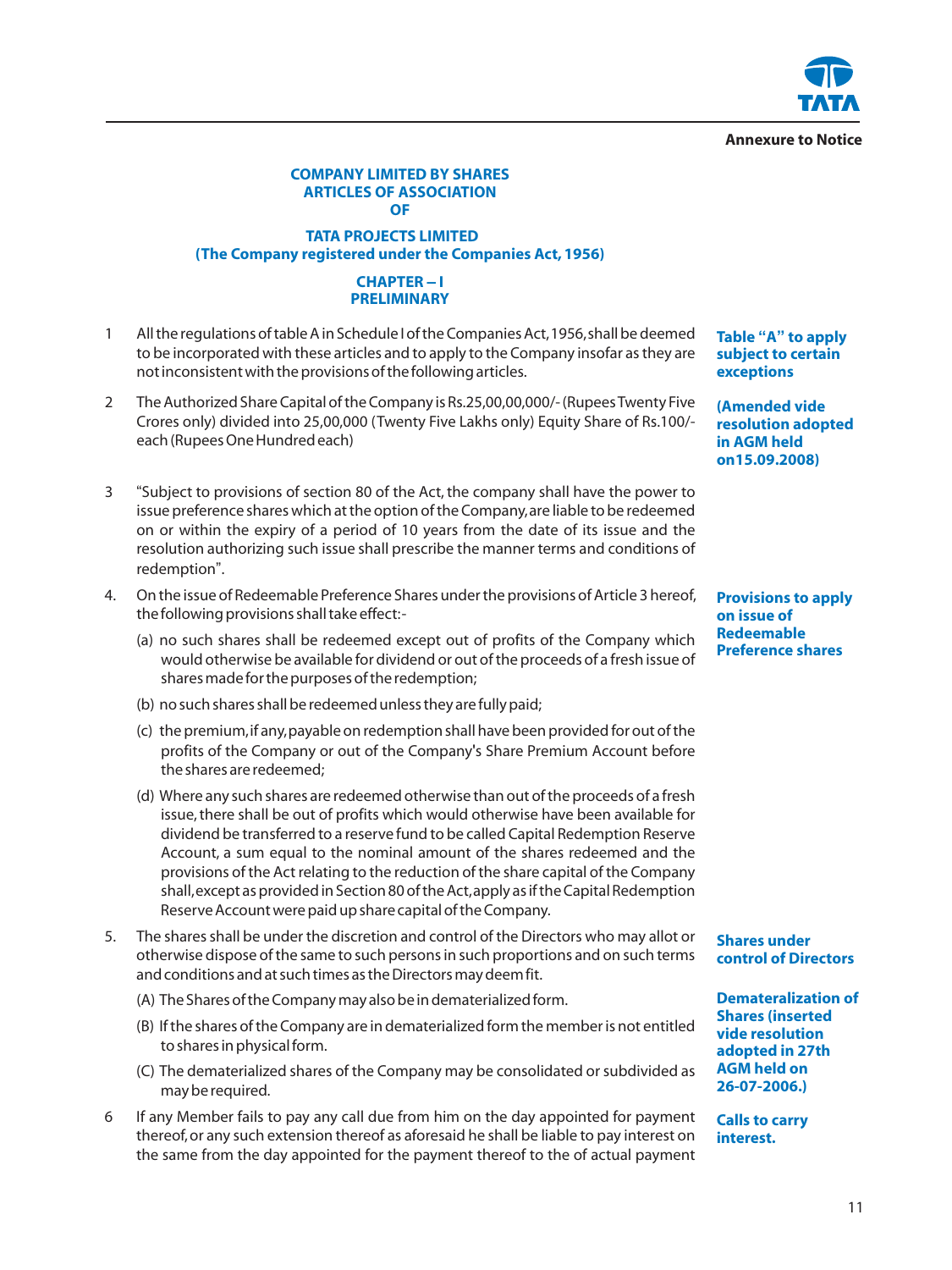Annexure to Notice

## COMPANY LIMITED BY SHARES
## ARTICLES OF ASSOCIATION
## OF

## TATA PROJECTS LIMITED
### (The Company registered under the Companies Act, 1956)

### CHAPTER – I
### PRELIMINARY

1 All the regulations of table A in Schedule I of the Companies Act, 1956, shall be deemed to be incorporated with these articles and to apply to the Company insofar as they are not inconsistent with the provisions of the following articles.

**Table "A" to apply subject to certain exceptions**

2 The Authorized Share Capital of the Company is Rs.25,00,00,000/- (Rupees Twenty Five Crores only) divided into 25,00,000 (Twenty Five Lakhs only) Equity Share of Rs.100/- each (Rupees One Hundred each)

**(Amended vide resolution adopted in AGM held on15.09.2008)**

3 "Subject to provisions of section 80 of the Act, the company shall have the power to issue preference shares which at the option of the Company, are liable to be redeemed on or within the expiry of a period of 10 years from the date of its issue and the resolution authorizing such issue shall prescribe the manner terms and conditions of redemption".

4. On the issue of Redeemable Preference Shares under the provisions of Article 3 hereof, the following provisions shall take effect:-

**Provisions to apply on issue of Redeemable Preference shares**

(a) no such shares shall be redeemed except out of profits of the Company which would otherwise be available for dividend or out of the proceeds of a fresh issue of shares made for the purposes of the redemption;

(b) no such shares shall be redeemed unless they are fully paid;

(c) the premium, if any, payable on redemption shall have been provided for out of the profits of the Company or out of the Company's Share Premium Account before the shares are redeemed;

(d) Where any such shares are redeemed otherwise than out of the proceeds of a fresh issue, there shall be out of profits which would otherwise have been available for dividend be transferred to a reserve fund to be called Capital Redemption Reserve Account, a sum equal to the nominal amount of the shares redeemed and the provisions of the Act relating to the reduction of the share capital of the Company shall, except as provided in Section 80 of the Act, apply as if the Capital Redemption Reserve Account were paid up share capital of the Company.

5. The shares shall be under the discretion and control of the Directors who may allot or otherwise dispose of the same to such persons in such proportions and on such terms and conditions and at such times as the Directors may deem fit.

**Shares under control of Directors**

(A) The Shares of the Company may also be in dematerialized form.

(B) If the shares of the Company are in dematerialized form the member is not entitled to shares in physical form.

(C) The dematerialized shares of the Company may be consolidated or subdivided as may be required.

**Dematerialization of Shares (inserted vide resolution adopted in 27th AGM held on 26-07-2006.)**

6 If any Member fails to pay any call due from him on the day appointed for payment thereof, or any such extension thereof as aforesaid he shall be liable to pay interest on the same from the day appointed for the payment thereof to the of actual payment

**Calls to carry interest.**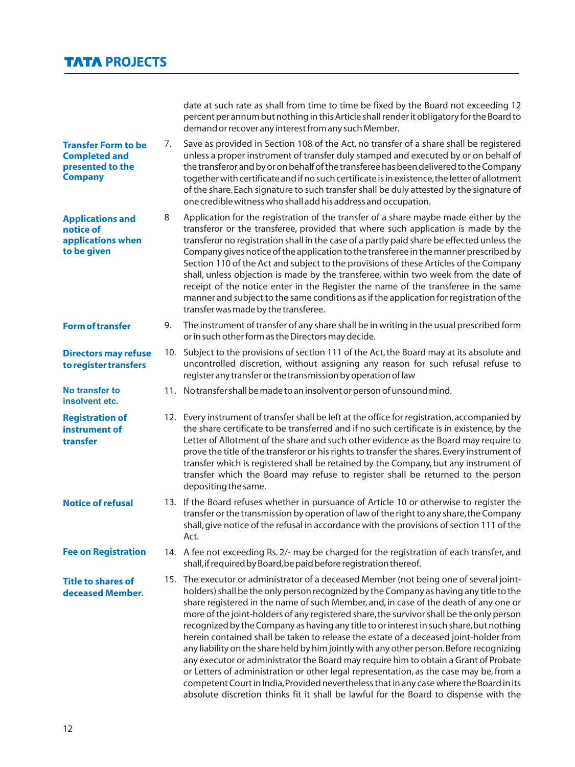date at such rate as shall from time to time be fixed by the Board not exceeding 12 percent per annum but nothing in this Article shall render it obligatory for the Board to demand or recover any interest from any such Member.

**Transfer Form to be Completed and presented to the Company**

7. Save as provided in Section 108 of the Act, no transfer of a share shall be registered unless a proper instrument of transfer duly stamped and executed by or on behalf of the transferor and by or on behalf of the transferee has been delivered to the Company together with certificate and if no such certificate is in existence, the letter of allotment of the share. Each signature to such transfer shall be duly attested by the signature of one credible witness who shall add his address and occupation.

**Applications and notice of applications when to be given**

8 Application for the registration of the transfer of a share maybe made either by the transferor or the transferee, provided that where such application is made by the transferor no registration shall in the case of a partly paid share be effected unless the Company gives notice of the application to the transferee in the manner prescribed by Section 110 of the Act and subject to the provisions of these Articles of the Company shall, unless objection is made by the transferee, within two week from the date of receipt of the notice enter in the Register the name of the transferee in the same manner and subject to the same conditions as if the application for registration of the transfer was made by the transferee.

**Form of transfer**

9. The instrument of transfer of any share shall be in writing in the usual prescribed form or in such other form as the Directors may decide.

**Directors may refuse to register transfers**

10. Subject to the provisions of section 111 of the Act, the Board may at its absolute and uncontrolled discretion, without assigning any reason for such refusal refuse to register any transfer or the transmission by operation of law

**No transfer to insolvent etc.**

11. No transfer shall be made to an insolvent or person of unsound mind.

**Registration of instrument of transfer**

12. Every instrument of transfer shall be left at the office for registration, accompanied by the share certificate to be transferred and if no such certificate is in existence, by the Letter of Allotment of the share and such other evidence as the Board may require to prove the title of the transferor or his rights to transfer the shares. Every instrument of transfer which is registered shall be retained by the Company, but any instrument of transfer which the Board may refuse to register shall be returned to the person depositing the same.

**Notice of refusal**

13. If the Board refuses whether in pursuance of Article 10 or otherwise to register the transfer or the transmission by operation of law of the right to any share, the Company shall, give notice of the refusal in accordance with the provisions of section 111 of the Act.

**Fee on Registration**

14. A fee not exceeding Rs. 2/- may be charged for the registration of each transfer, and shall, if required by Board, be paid before registration thereof.

**Title to shares of deceased Member.**

15. The executor or administrator of a deceased Member (not being one of several joint-holders) shall be the only person recognized by the Company as having any title to the share registered in the name of such Member, and, in case of the death of any one or more of the joint-holders of any registered share, the survivor shall be the only person recognized by the Company as having any title to or interest in such share, but nothing herein contained shall be taken to release the estate of a deceased joint-holder from any liability on the share held by him jointly with any other person. Before recognizing any executor or administrator the Board may require him to obtain a Grant of Probate or Letters of administration or other legal representation, as the case may be, from a competent Court in India, Provided nevertheless that in any case where the Board in its absolute discretion thinks fit it shall be lawful for the Board to dispense with the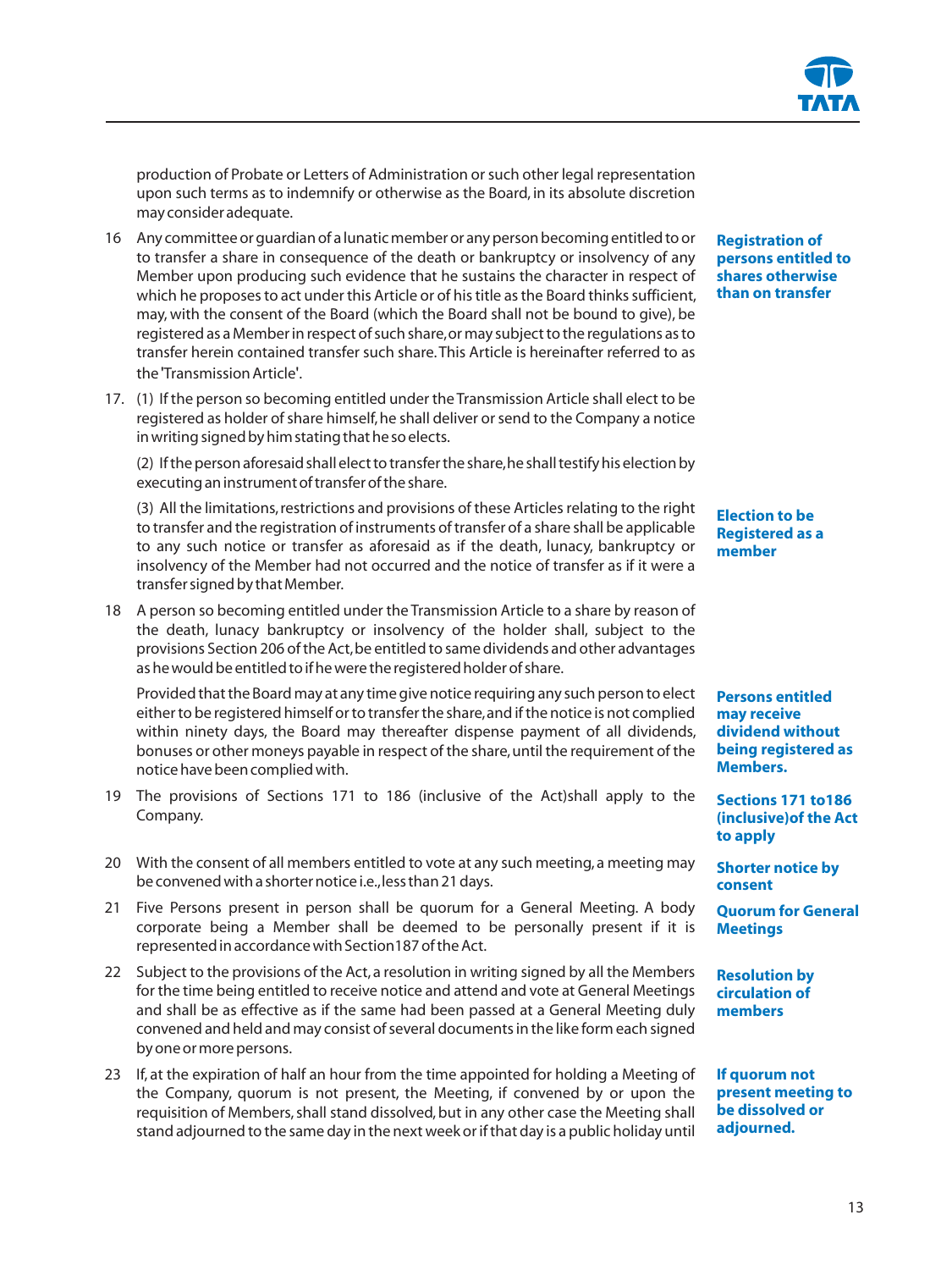production of Probate or Letters of Administration or such other legal representation upon such terms as to indemnify or otherwise as the Board, in its absolute discretion may consider adequate.

**Registration of persons entitled to shares otherwise than on transfer**

16 Any committee or guardian of a lunatic member or any person becoming entitled to or to transfer a share in consequence of the death or bankruptcy or insolvency of any Member upon producing such evidence that he sustains the character in respect of which he proposes to act under this Article or of his title as the Board thinks sufficient, may, with the consent of the Board (which the Board shall not be bound to give), be registered as a Member in respect of such share, or may subject to the regulations as to transfer herein contained transfer such share. This Article is hereinafter referred to as the 'Transmission Article'.

**Election to be Registered as a member**

17. (1) If the person so becoming entitled under the Transmission Article shall elect to be registered as holder of share himself, he shall deliver or send to the Company a notice in writing signed by him stating that he so elects.

(2) If the person aforesaid shall elect to transfer the share, he shall testify his election by executing an instrument of transfer of the share.

(3) All the limitations, restrictions and provisions of these Articles relating to the right to transfer and the registration of instruments of transfer of a share shall be applicable to any such notice or transfer as aforesaid as if the death, lunacy, bankruptcy or insolvency of the Member had not occurred and the notice of transfer as if it were a transfer signed by that Member.

**Persons entitled may receive dividend without being registered as Members.**

18 A person so becoming entitled under the Transmission Article to a share by reason of the death, lunacy bankruptcy or insolvency of the holder shall, subject to the provisions Section 206 of the Act, be entitled to same dividends and other advantages as he would be entitled to if he were the registered holder of share.

Provided that the Board may at any time give notice requiring any such person to elect either to be registered himself or to transfer the share, and if the notice is not complied within ninety days, the Board may thereafter dispense payment of all dividends, bonuses or other moneys payable in respect of the share, until the requirement of the notice have been complied with.

**Sections 171 to186 (inclusive)of the Act to apply**

19 The provisions of Sections 171 to 186 (inclusive of the Act)shall apply to the Company.

**Shorter notice by consent**

20 With the consent of all members entitled to vote at any such meeting, a meeting may be convened with a shorter notice i.e., less than 21 days.

**Quorum for General Meetings**

21 Five Persons present in person shall be quorum for a General Meeting. A body corporate being a Member shall be deemed to be personally present if it is represented in accordance with Section187 of the Act.

**Resolution by circulation of members**

22 Subject to the provisions of the Act, a resolution in writing signed by all the Members for the time being entitled to receive notice and attend and vote at General Meetings and shall be as effective as if the same had been passed at a General Meeting duly convened and held and may consist of several documents in the like form each signed by one or more persons.

**If quorum not present meeting to be dissolved or adjourned.**

23 If, at the expiration of half an hour from the time appointed for holding a Meeting of the Company, quorum is not present, the Meeting, if convened by or upon the requisition of Members, shall stand dissolved, but in any other case the Meeting shall stand adjourned to the same day in the next week or if that day is a public holiday until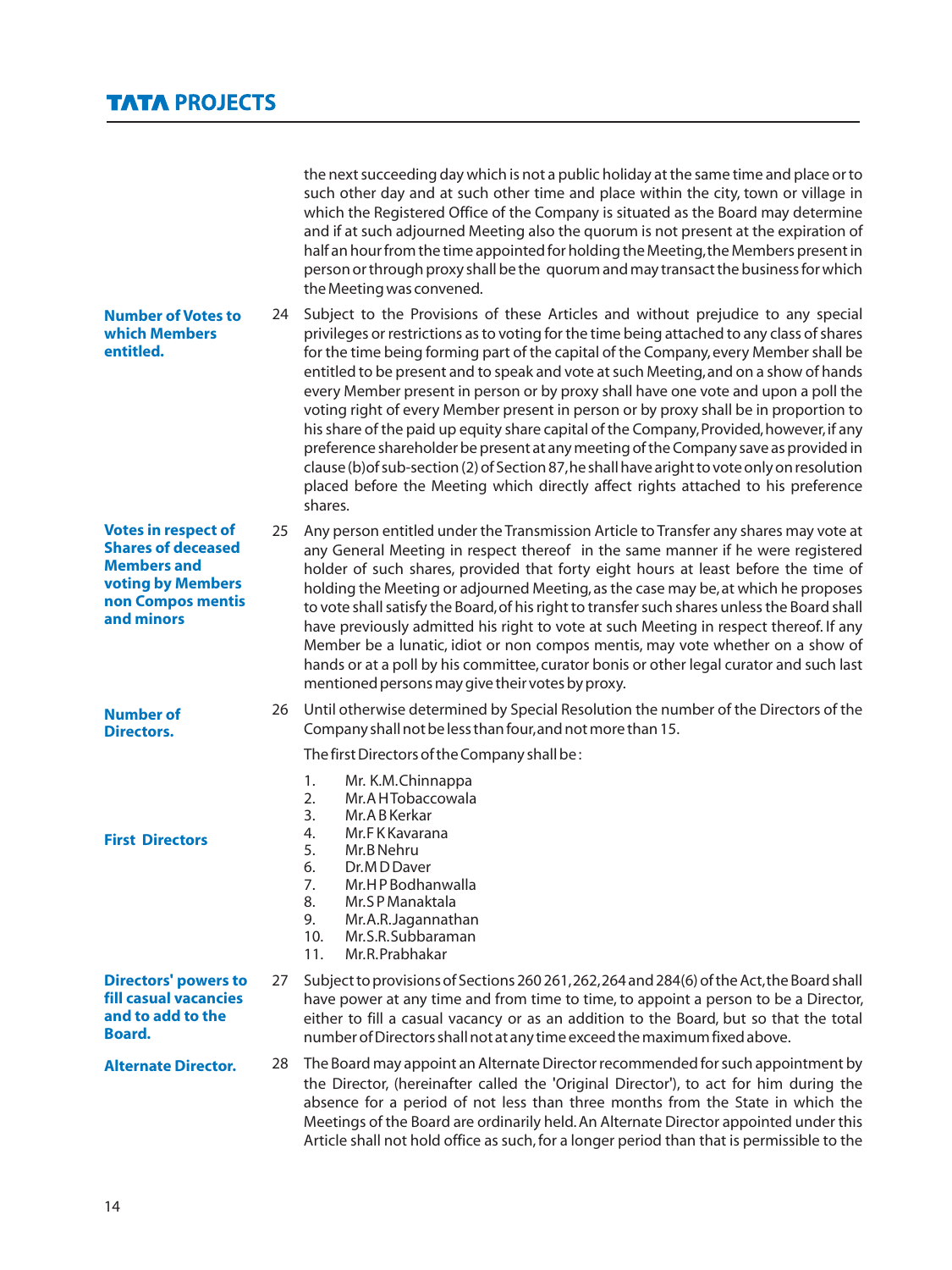the next succeeding day which is not a public holiday at the same time and place or to such other day and at such other time and place within the city, town or village in which the Registered Office of the Company is situated as the Board may determine and if at such adjourned Meeting also the quorum is not present at the expiration of half an hour from the time appointed for holding the Meeting, the Members present in person or through proxy shall be the quorum and may transact the business for which the Meeting was convened.

**Number of Votes to which Members entitled.**

24 Subject to the Provisions of these Articles and without prejudice to any special privileges or restrictions as to voting for the time being attached to any class of shares for the time being forming part of the capital of the Company, every Member shall be entitled to be present and to speak and vote at such Meeting, and on a show of hands every Member present in person or by proxy shall have one vote and upon a poll the voting right of every Member present in person or by proxy shall be in proportion to his share of the paid up equity share capital of the Company, Provided, however, if any preference shareholder be present at any meeting of the Company save as provided in clause (b) of sub-section (2) of Section 87, he shall have a right to vote only on resolution placed before the Meeting which directly affect rights attached to his preference shares.

**Votes in respect of Shares of deceased Members and voting by Members non Compos mentis and minors**

25 Any person entitled under the Transmission Article to Transfer any shares may vote at any General Meeting in respect thereof in the same manner if he were registered holder of such shares, provided that forty eight hours at least before the time of holding the Meeting or adjourned Meeting, as the case may be, at which he proposes to vote shall satisfy the Board, of his right to transfer such shares unless the Board shall have previously admitted his right to vote at such Meeting in respect thereof. If any Member be a lunatic, idiot or non compos mentis, may vote whether on a show of hands or at a poll by his committee, curator bonis or other legal curator and such last mentioned persons may give their votes by proxy.

**Number of Directors.**

26 Until otherwise determined by Special Resolution the number of the Directors of the Company shall not be less than four, and not more than 15.

**First Directors**

The first Directors of the Company shall be :

1. Mr. K.M.Chinnappa
2. Mr. A H Tobaccowala
3. Mr. A B Kerkar
4. Mr. F K Kavarana
5. Mr. B Nehru
6. Dr. M D Daver
7. Mr. H P Bodhanwalla
8. Mr. S P Manaktala
9. Mr. A.R.Jagannathan
10. Mr. S.R.Subbaraman
11. Mr. R.Prabhakar

**Directors' powers to fill casual vacancies and to add to the Board.**

27 Subject to provisions of Sections 260 261, 262, 264 and 284(6) of the Act, the Board shall have power at any time and from time to time, to appoint a person to be a Director, either to fill a casual vacancy or as an addition to the Board, but so that the total number of Directors shall not at any time exceed the maximum fixed above.

**Alternate Director.**

28 The Board may appoint an Alternate Director recommended for such appointment by the Director, (hereinafter called the 'Original Director'), to act for him during the absence for a period of not less than three months from the State in which the Meetings of the Board are ordinarily held. An Alternate Director appointed under this Article shall not hold office as such, for a longer period than that is permissible to the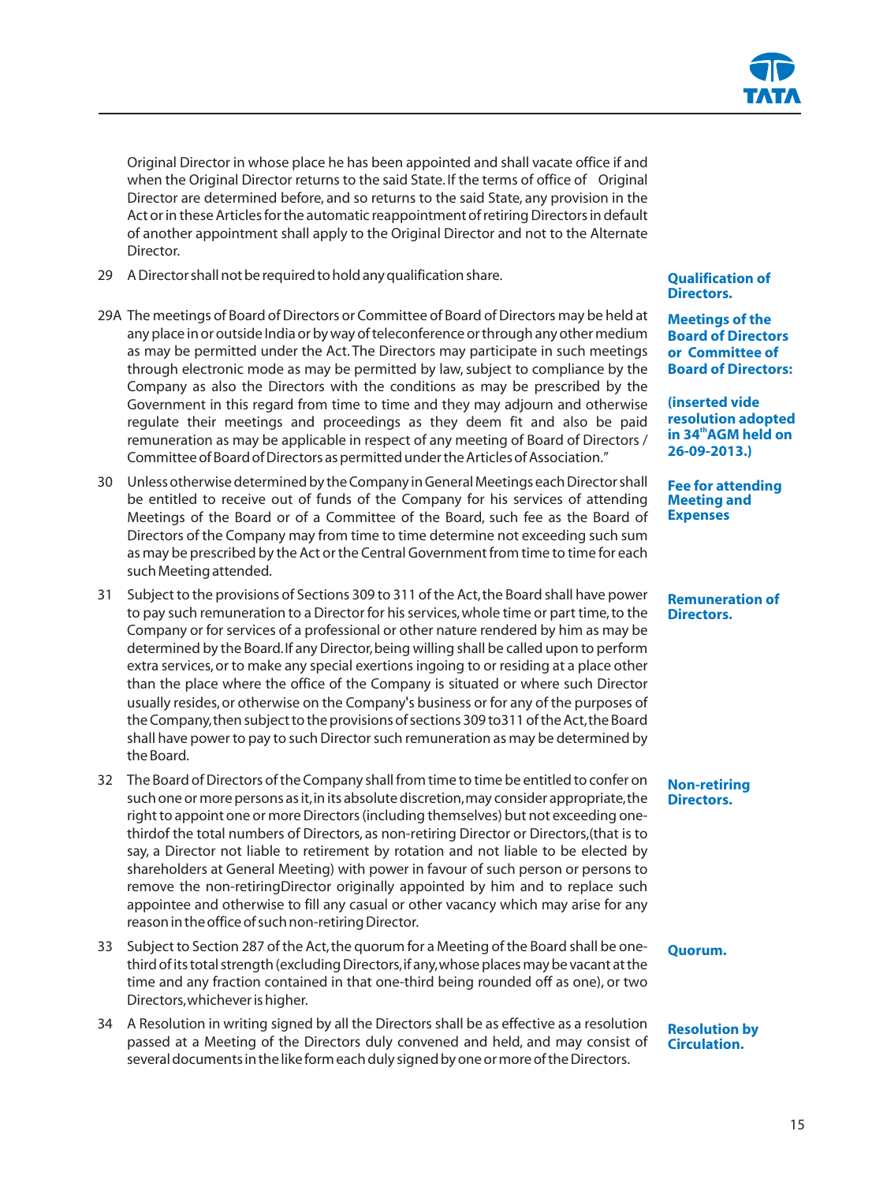Original Director in whose place he has been appointed and shall vacate office if and when the Original Director returns to the said State. If the terms of office of Original Director are determined before, and so returns to the said State, any provision in the Act or in these Articles for the automatic reappointment of retiring Directors in default of another appointment shall apply to the Original Director and not to the Alternate Director.

29 A Director shall not be required to hold any qualification share.

**Qualification of Directors.**

29A The meetings of Board of Directors or Committee of Board of Directors may be held at any place in or outside India or by way of teleconference or through any other medium as may be permitted under the Act. The Directors may participate in such meetings through electronic mode as may be permitted by law, subject to compliance by the Company as also the Directors with the conditions as may be prescribed by the Government in this regard from time to time and they may adjourn and otherwise regulate their meetings and proceedings as they deem fit and also be paid remuneration as may be applicable in respect of any meeting of Board of Directors / Committee of Board of Directors as permitted under the Articles of Association."

**Meetings of the Board of Directors or Committee of Board of Directors:**

**(inserted vide resolution adopted in 34th AGM held on 26-09-2013.)**

30 Unless otherwise determined by the Company in General Meetings each Director shall be entitled to receive out of funds of the Company for his services of attending Meetings of the Board or of a Committee of the Board, such fee as the Board of Directors of the Company may from time to time determine not exceeding such sum as may be prescribed by the Act or the Central Government from time to time for each such Meeting attended.

**Fee for attending Meeting and Expenses**

31 Subject to the provisions of Sections 309 to 311 of the Act, the Board shall have power to pay such remuneration to a Director for his services, whole time or part time, to the Company or for services of a professional or other nature rendered by him as may be determined by the Board. If any Director, being willing shall be called upon to perform extra services, or to make any special exertions ingoing to or residing at a place other than the place where the office of the Company is situated or where such Director usually resides, or otherwise on the Company's business or for any of the purposes of the Company, then subject to the provisions of sections 309 to311 of the Act, the Board shall have power to pay to such Director such remuneration as may be determined by the Board.

**Remuneration of Directors.**

32 The Board of Directors of the Company shall from time to time be entitled to confer on such one or more persons as it, in its absolute discretion, may consider appropriate, the right to appoint one or more Directors (including themselves) but not exceeding one-thirdof the total numbers of Directors, as non-retiring Director or Directors,(that is to say, a Director not liable to retirement by rotation and not liable to be elected by shareholders at General Meeting) with power in favour of such person or persons to remove the non-retiringDirector originally appointed by him and to replace such appointee and otherwise to fill any casual or other vacancy which may arise for any reason in the office of such non-retiring Director.

**Non-retiring Directors.**

33 Subject to Section 287 of the Act, the quorum for a Meeting of the Board shall be one-third of its total strength (excluding Directors, if any, whose places may be vacant at the time and any fraction contained in that one-third being rounded off as one), or two Directors, whichever is higher.

**Quorum.**

34 A Resolution in writing signed by all the Directors shall be as effective as a resolution passed at a Meeting of the Directors duly convened and held, and may consist of several documents in the like form each duly signed by one or more of the Directors.

**Resolution by Circulation.**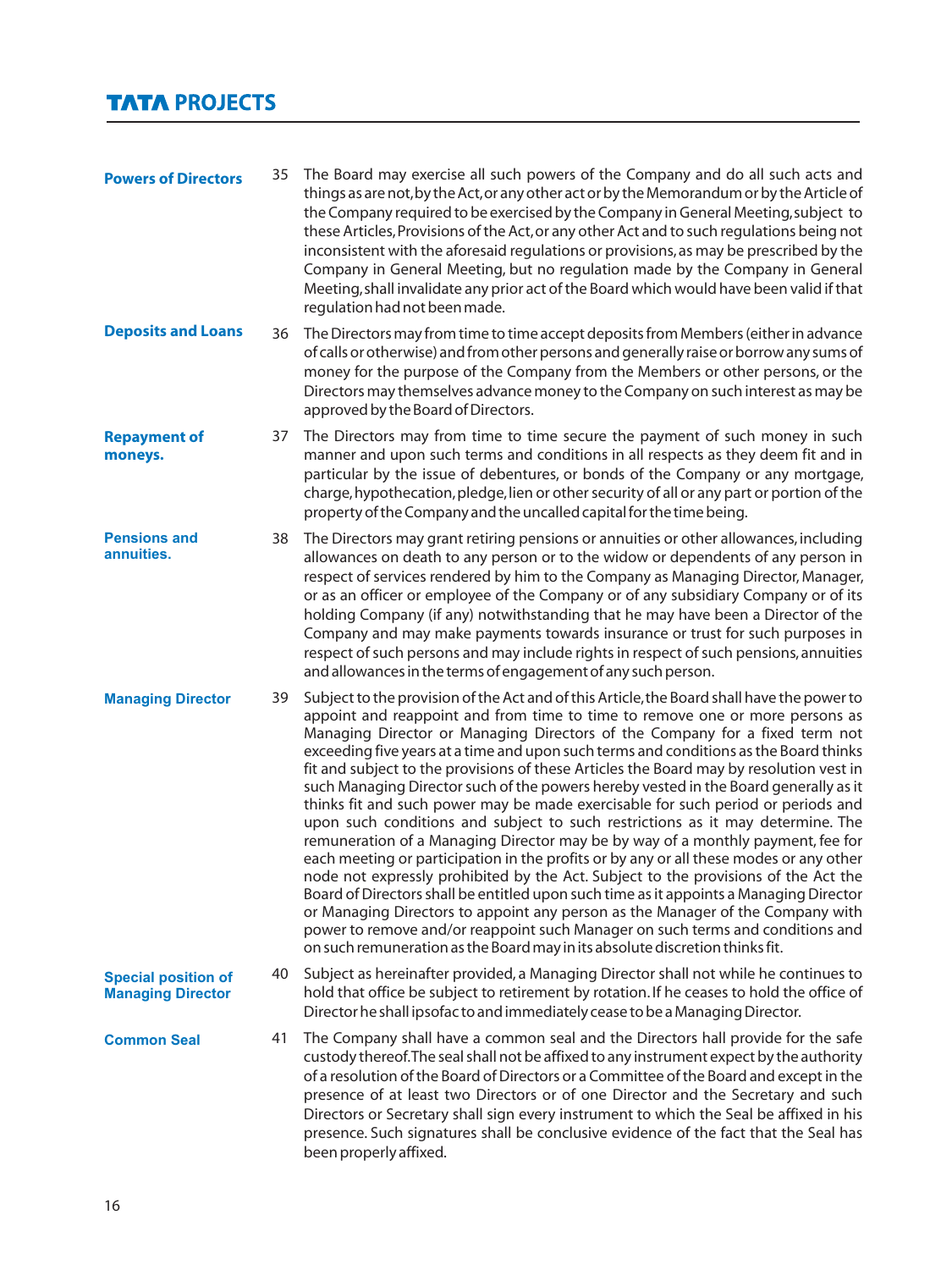**Powers of Directors**

35 The Board may exercise all such powers of the Company and do all such acts and things as are not, by the Act, or any other act or by the Memorandum or by the Article of the Company required to be exercised by the Company in General Meeting, subject to these Articles, Provisions of the Act, or any other Act and to such regulations being not inconsistent with the aforesaid regulations or provisions, as may be prescribed by the Company in General Meeting, but no regulation made by the Company in General Meeting, shall invalidate any prior act of the Board which would have been valid if that regulation had not been made.

**Deposits and Loans**

36 The Directors may from time to time accept deposits from Members (either in advance of calls or otherwise) and from other persons and generally raise or borrow any sums of money for the purpose of the Company from the Members or other persons, or the Directors may themselves advance money to the Company on such interest as may be approved by the Board of Directors.

**Repayment of moneys.**

37 The Directors may from time to time secure the payment of such money in such manner and upon such terms and conditions in all respects as they deem fit and in particular by the issue of debentures, or bonds of the Company or any mortgage, charge, hypothecation, pledge, lien or other security of all or any part or portion of the property of the Company and the uncalled capital for the time being.

**Pensions and annuities.**

38 The Directors may grant retiring pensions or annuities or other allowances, including allowances on death to any person or to the widow or dependents of any person in respect of services rendered by him to the Company as Managing Director, Manager, or as an officer or employee of the Company or of any subsidiary Company or of its holding Company (if any) notwithstanding that he may have been a Director of the Company and may make payments towards insurance or trust for such purposes in respect of such persons and may include rights in respect of such pensions, annuities and allowances in the terms of engagement of any such person.

**Managing Director**

39 Subject to the provision of the Act and of this Article, the Board shall have the power to appoint and reappoint and from time to time to remove one or more persons as Managing Director or Managing Directors of the Company for a fixed term not exceeding five years at a time and upon such terms and conditions as the Board thinks fit and subject to the provisions of these Articles the Board may by resolution vest in such Managing Director such of the powers hereby vested in the Board generally as it thinks fit and such power may be made exercisable for such period or periods and upon such conditions and subject to such restrictions as it may determine. The remuneration of a Managing Director may be by way of a monthly payment, fee for each meeting or participation in the profits or by any or all these modes or any other node not expressly prohibited by the Act. Subject to the provisions of the Act the Board of Directors shall be entitled upon such time as it appoints a Managing Director or Managing Directors to appoint any person as the Manager of the Company with power to remove and/or reappoint such Manager on such terms and conditions and on such remuneration as the Board may in its absolute discretion thinks fit.

**Special position of Managing Director**

40 Subject as hereinafter provided, a Managing Director shall not while he continues to hold that office be subject to retirement by rotation. If he ceases to hold the office of Director he shall ipsofac to and immediately cease to be a Managing Director.

**Common Seal**

41 The Company shall have a common seal and the Directors hall provide for the safe custody thereof. The seal shall not be affixed to any instrument expect by the authority of a resolution of the Board of Directors or a Committee of the Board and except in the presence of at least two Directors or of one Director and the Secretary and such Directors or Secretary shall sign every instrument to which the Seal be affixed in his presence. Such signatures shall be conclusive evidence of the fact that the Seal has been properly affixed.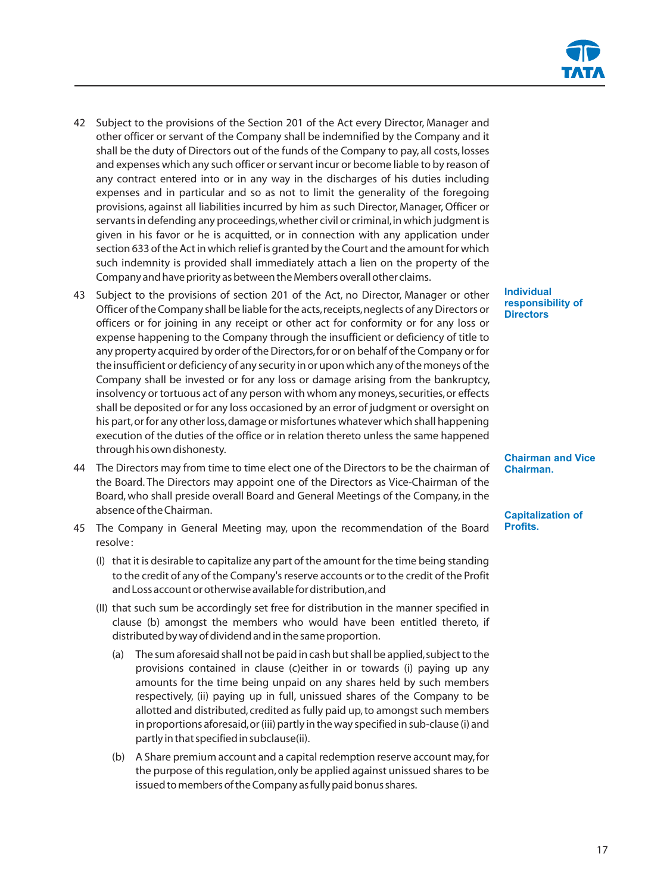42 Subject to the provisions of the Section 201 of the Act every Director, Manager and other officer or servant of the Company shall be indemnified by the Company and it shall be the duty of Directors out of the funds of the Company to pay, all costs, losses and expenses which any such officer or servant incur or become liable to by reason of any contract entered into or in any way in the discharges of his duties including expenses and in particular and so as not to limit the generality of the foregoing provisions, against all liabilities incurred by him as such Director, Manager, Officer or servants in defending any proceedings, whether civil or criminal, in which judgment is given in his favor or he is acquitted, or in connection with any application under section 633 of the Act in which relief is granted by the Court and the amount for which such indemnity is provided shall immediately attach a lien on the property of the Company and have priority as between the Members overall other claims.

**Individual responsibility of Directors**

43 Subject to the provisions of section 201 of the Act, no Director, Manager or other Officer of the Company shall be liable for the acts, receipts, neglects of any Directors or officers or for joining in any receipt or other act for conformity or for any loss or expense happening to the Company through the insufficient or deficiency of title to any property acquired by order of the Directors, for or on behalf of the Company or for the insufficient or deficiency of any security in or upon which any of the moneys of the Company shall be invested or for any loss or damage arising from the bankruptcy, insolvency or tortuous act of any person with whom any moneys, securities, or effects shall be deposited or for any loss occasioned by an error of judgment or oversight on his part, or for any other loss, damage or misfortunes whatever which shall happening execution of the duties of the office or in relation thereto unless the same happened through his own dishonesty.

**Chairman and Vice Chairman.**

44 The Directors may from time to time elect one of the Directors to be the chairman of the Board. The Directors may appoint one of the Directors as Vice-Chairman of the Board, who shall preside overall Board and General Meetings of the Company, in the absence of the Chairman.

**Capitalization of Profits.**

45 The Company in General Meeting may, upon the recommendation of the Board resolve :

(I) that it is desirable to capitalize any part of the amount for the time being standing to the credit of any of the Company's reserve accounts or to the credit of the Profit and Loss account or otherwise available for distribution, and

(II) that such sum be accordingly set free for distribution in the manner specified in clause (b) amongst the members who would have been entitled thereto, if distributed by way of dividend and in the same proportion.

(a) The sum aforesaid shall not be paid in cash but shall be applied, subject to the provisions contained in clause (c)either in or towards (i) paying up any amounts for the time being unpaid on any shares held by such members respectively, (ii) paying up in full, unissued shares of the Company to be allotted and distributed, credited as fully paid up, to amongst such members in proportions aforesaid, or (iii) partly in the way specified in sub-clause (i) and partly in that specified in subclause(ii).

(b) A Share premium account and a capital redemption reserve account may, for the purpose of this regulation, only be applied against unissued shares to be issued to members of the Company as fully paid bonus shares.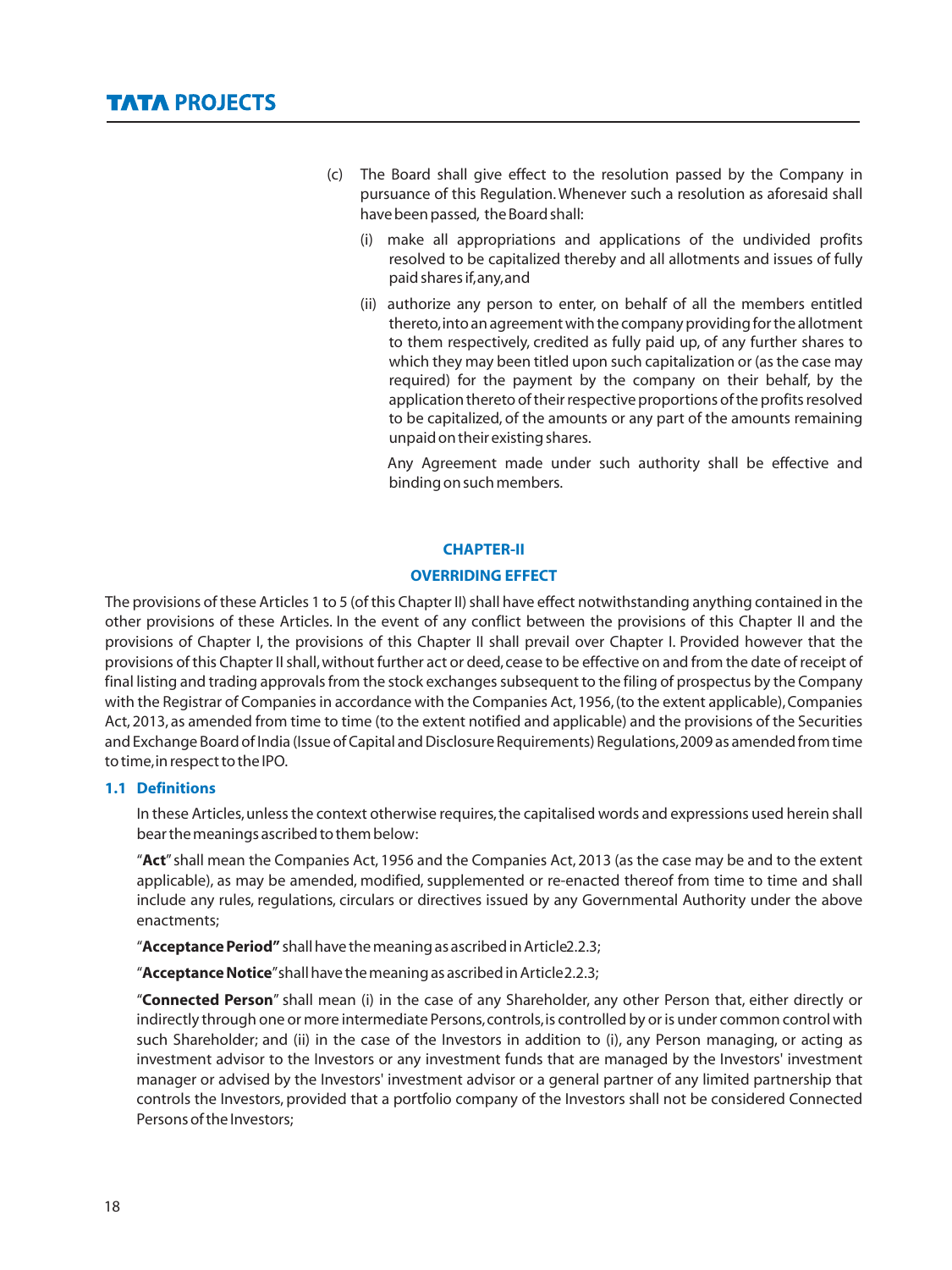(c) The Board shall give effect to the resolution passed by the Company in pursuance of this Regulation. Whenever such a resolution as aforesaid shall have been passed, the Board shall:

(i) make all appropriations and applications of the undivided profits resolved to be capitalized thereby and all allotments and issues of fully paid shares if, any, and

(ii) authorize any person to enter, on behalf of all the members entitled thereto, into an agreement with the company providing for the allotment to them respectively, credited as fully paid up, of any further shares to which they may been titled upon such capitalization or (as the case may required) for the payment by the company on their behalf, by the application thereto of their respective proportions of the profits resolved to be capitalized, of the amounts or any part of the amounts remaining unpaid on their existing shares.

Any Agreement made under such authority shall be effective and binding on such members.

## CHAPTER-II

## OVERRIDING EFFECT

The provisions of these Articles 1 to 5 (of this Chapter II) shall have effect notwithstanding anything contained in the other provisions of these Articles. In the event of any conflict between the provisions of this Chapter II and the provisions of Chapter I, the provisions of this Chapter II shall prevail over Chapter I. Provided however that the provisions of this Chapter II shall, without further act or deed, cease to be effective on and from the date of receipt of final listing and trading approvals from the stock exchanges subsequent to the filing of prospectus by the Company with the Registrar of Companies in accordance with the Companies Act, 1956, (to the extent applicable), Companies Act, 2013, as amended from time to time (to the extent notified and applicable) and the provisions of the Securities and Exchange Board of India (Issue of Capital and Disclosure Requirements) Regulations, 2009 as amended from time to time, in respect to the IPO.

### 1.1 Definitions

In these Articles, unless the context otherwise requires, the capitalised words and expressions used herein shall bear the meanings ascribed to them below:

"**Act**" shall mean the Companies Act, 1956 and the Companies Act, 2013 (as the case may be and to the extent applicable), as may be amended, modified, supplemented or re-enacted thereof from time to time and shall include any rules, regulations, circulars or directives issued by any Governmental Authority under the above enactments;

"**Acceptance Period"** shall have the meaning as ascribed in Article2.2.3;

"**Acceptance Notice**" shall have the meaning as ascribed in Article2.2.3;

"**Connected Person**" shall mean (i) in the case of any Shareholder, any other Person that, either directly or indirectly through one or more intermediate Persons, controls, is controlled by or is under common control with such Shareholder; and (ii) in the case of the Investors in addition to (i), any Person managing, or acting as investment advisor to the Investors or any investment funds that are managed by the Investors' investment manager or advised by the Investors' investment advisor or a general partner of any limited partnership that controls the Investors, provided that a portfolio company of the Investors shall not be considered Connected Persons of the Investors;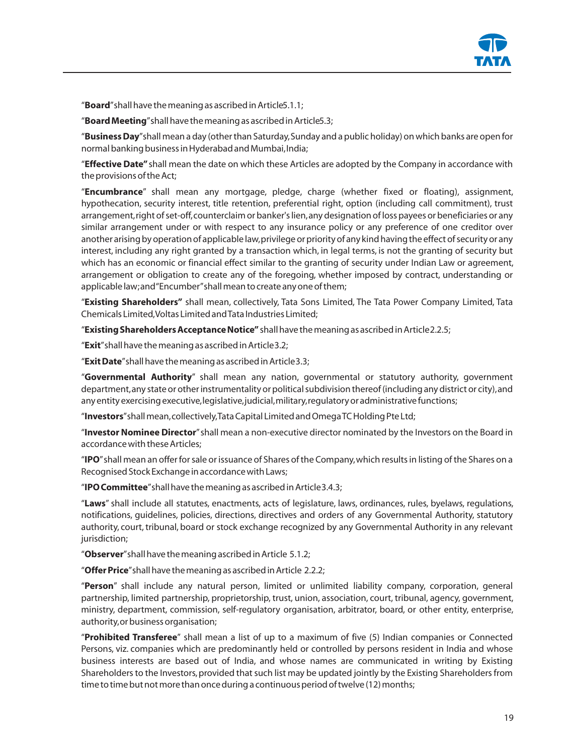"**Board**" shall have the meaning as ascribed in Article 5.1.1;

"**Board Meeting**" shall have the meaning as ascribed in Article 5.3;

"**Business Day**" shall mean a day (other than Saturday, Sunday and a public holiday) on which banks are open for normal banking business in Hyderabad and Mumbai, India;

"**Effective Date"** shall mean the date on which these Articles are adopted by the Company in accordance with the provisions of the Act;

"**Encumbrance**" shall mean any mortgage, pledge, charge (whether fixed or floating), assignment, hypothecation, security interest, title retention, preferential right, option (including call commitment), trust arrangement, right of set-off, counterclaim or banker's lien, any designation of loss payees or beneficiaries or any similar arrangement under or with respect to any insurance policy or any preference of one creditor over another arising by operation of applicable law, privilege or priority of any kind having the effect of security or any interest, including any right granted by a transaction which, in legal terms, is not the granting of security but which has an economic or financial effect similar to the granting of security under Indian Law or agreement, arrangement or obligation to create any of the foregoing, whether imposed by contract, understanding or applicable law; and "Encumber" shall mean to create any one of them;

"**Existing Shareholders"** shall mean, collectively, Tata Sons Limited, The Tata Power Company Limited, Tata Chemicals Limited, Voltas Limited and Tata Industries Limited;

"**Existing Shareholders Acceptance Notice"** shall have the meaning as ascribed in Article 2.2.5;

"**Exit**" shall have the meaning as ascribed in Article 3.2;

"**Exit Date**" shall have the meaning as ascribed in Article 3.3;

"**Governmental Authority**" shall mean any nation, governmental or statutory authority, government department, any state or other instrumentality or political subdivision thereof (including any district or city), and any entity exercising executive, legislative, judicial, military, regulatory or administrative functions;

"**Investors**" shall mean, collectively, Tata Capital Limited and Omega TC Holding Pte Ltd;

"**Investor Nominee Director**" shall mean a non-executive director nominated by the Investors on the Board in accordance with these Articles;

"**IPO**" shall mean an offer for sale or issuance of Shares of the Company, which results in listing of the Shares on a Recognised Stock Exchange in accordance with Laws;

"**IPO Committee**" shall have the meaning as ascribed in Article 3.4.3;

"**Laws**" shall include all statutes, enactments, acts of legislature, laws, ordinances, rules, byelaws, regulations, notifications, guidelines, policies, directions, directives and orders of any Governmental Authority, statutory authority, court, tribunal, board or stock exchange recognized by any Governmental Authority in any relevant jurisdiction;

"**Observer**" shall have the meaning ascribed in Article 5.1.2;

"**Offer Price**" shall have the meaning as ascribed in Article 2.2.2;

"**Person**" shall include any natural person, limited or unlimited liability company, corporation, general partnership, limited partnership, proprietorship, trust, union, association, court, tribunal, agency, government, ministry, department, commission, self-regulatory organisation, arbitrator, board, or other entity, enterprise, authority, or business organisation;

"**Prohibited Transferee**" shall mean a list of up to a maximum of five (5) Indian companies or Connected Persons, viz. companies which are predominantly held or controlled by persons resident in India and whose business interests are based out of India, and whose names are communicated in writing by Existing Shareholders to the Investors, provided that such list may be updated jointly by the Existing Shareholders from time to time but not more than once during a continuous period of twelve (12) months;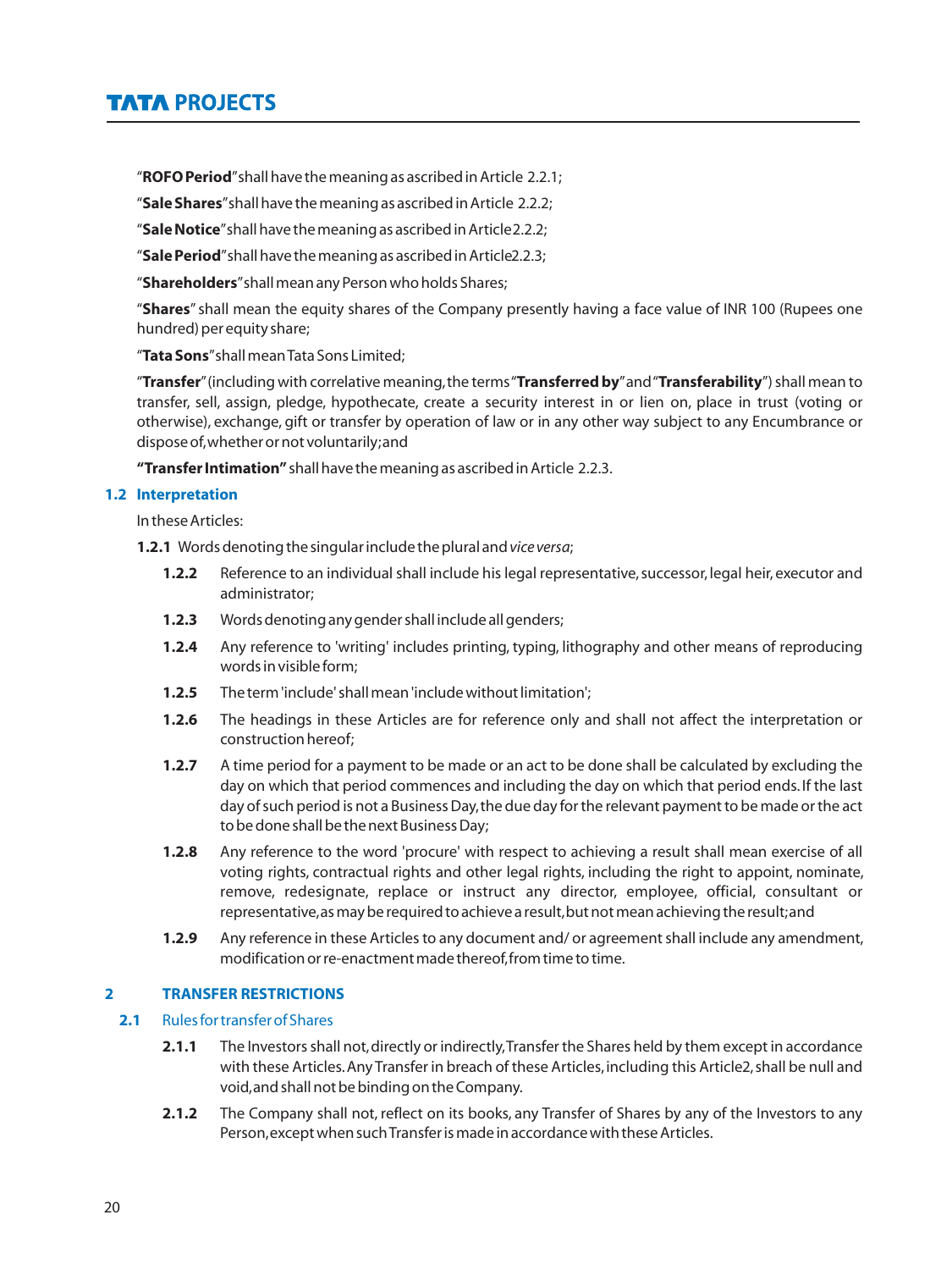"**ROFO Period**" shall have the meaning as ascribed in Article 2.2.1;

"**Sale Shares**" shall have the meaning as ascribed in Article 2.2.2;

"**Sale Notice**" shall have the meaning as ascribed in Article 2.2.2;

"**Sale Period**" shall have the meaning as ascribed in Article 2.2.3;

"**Shareholders**" shall mean any Person who holds Shares;

"**Shares**" shall mean the equity shares of the Company presently having a face value of INR 100 (Rupees one hundred) per equity share;

"**Tata Sons**" shall mean Tata Sons Limited;

"**Transfer**" (including with correlative meaning, the terms "**Transferred by**" and "**Transferability**") shall mean to transfer, sell, assign, pledge, hypothecate, create a security interest in or lien on, place in trust (voting or otherwise), exchange, gift or transfer by operation of law or in any other way subject to any Encumbrance or dispose of, whether or not voluntarily; and

**"Transfer Intimation"** shall have the meaning as ascribed in Article 2.2.3.

### 1.2 Interpretation

In these Articles:

**1.2.1** Words denoting the singular include the plural and *vice versa*;

**1.2.2** Reference to an individual shall include his legal representative, successor, legal heir, executor and administrator;

**1.2.3** Words denoting any gender shall include all genders;

**1.2.4** Any reference to 'writing' includes printing, typing, lithography and other means of reproducing words in visible form;

**1.2.5** The term 'include' shall mean 'include without limitation';

**1.2.6** The headings in these Articles are for reference only and shall not affect the interpretation or construction hereof;

**1.2.7** A time period for a payment to be made or an act to be done shall be calculated by excluding the day on which that period commences and including the day on which that period ends. If the last day of such period is not a Business Day, the due day for the relevant payment to be made or the act to be done shall be the next Business Day;

**1.2.8** Any reference to the word 'procure' with respect to achieving a result shall mean exercise of all voting rights, contractual rights and other legal rights, including the right to appoint, nominate, remove, redesignate, replace or instruct any director, employee, official, consultant or representative, as may be required to achieve a result, but not mean achieving the result; and

**1.2.9** Any reference in these Articles to any document and/ or agreement shall include any amendment, modification or re-enactment made thereof, from time to time.

## 2 TRANSFER RESTRICTIONS

### 2.1 Rules for transfer of Shares

**2.1.1** The Investors shall not, directly or indirectly, Transfer the Shares held by them except in accordance with these Articles. Any Transfer in breach of these Articles, including this Article 2, shall be null and void, and shall not be binding on the Company.

**2.1.2** The Company shall not, reflect on its books, any Transfer of Shares by any of the Investors to any Person, except when such Transfer is made in accordance with these Articles.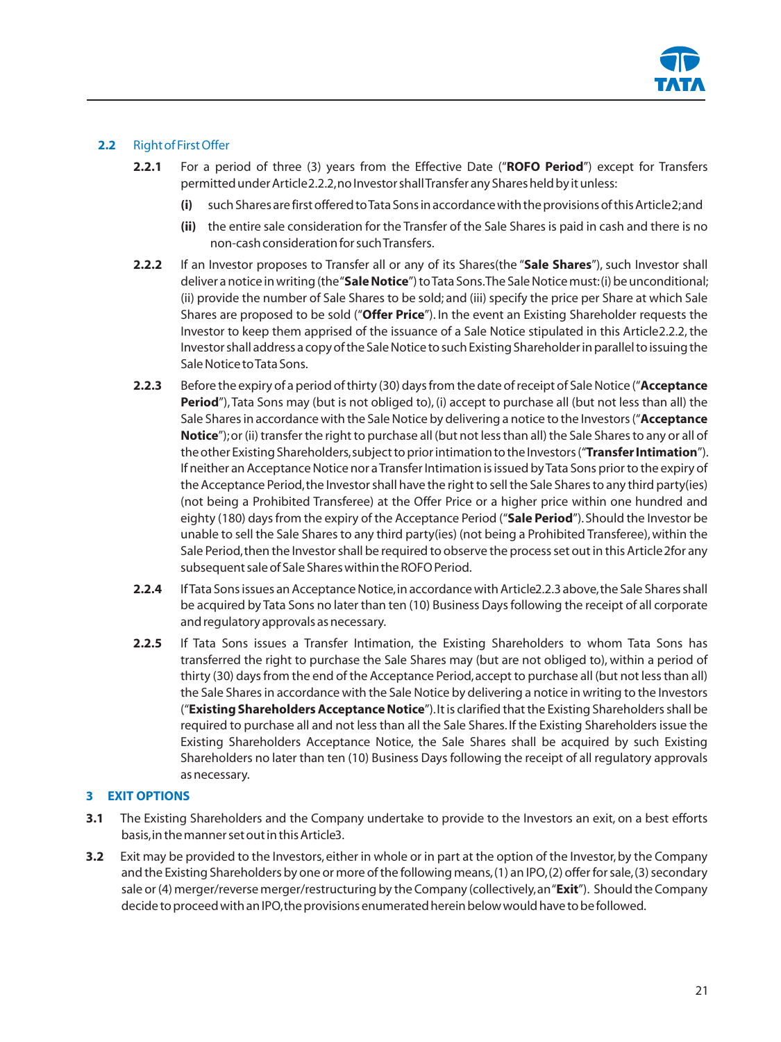## 2.2 Right of First Offer

**2.2.1** For a period of three (3) years from the Effective Date ("**ROFO Period**") except for Transfers permitted under Article 2.2.2, no Investor shall Transfer any Shares held by it unless:

**(i)** such Shares are first offered to Tata Sons in accordance with the provisions of this Article 2; and

**(ii)** the entire sale consideration for the Transfer of the Sale Shares is paid in cash and there is no non-cash consideration for such Transfers.

**2.2.2** If an Investor proposes to Transfer all or any of its Shares (the "**Sale Shares**"), such Investor shall deliver a notice in writing (the "**Sale Notice**") to Tata Sons. The Sale Notice must: (i) be unconditional; (ii) provide the number of Sale Shares to be sold; and (iii) specify the price per Share at which Sale Shares are proposed to be sold ("**Offer Price**"). In the event an Existing Shareholder requests the Investor to keep them apprised of the issuance of a Sale Notice stipulated in this Article 2.2.2, the Investor shall address a copy of the Sale Notice to such Existing Shareholder in parallel to issuing the Sale Notice to Tata Sons.

**2.2.3** Before the expiry of a period of thirty (30) days from the date of receipt of Sale Notice ("**Acceptance Period**"), Tata Sons may (but is not obliged to), (i) accept to purchase all (but not less than all) the Sale Shares in accordance with the Sale Notice by delivering a notice to the Investors ("**Acceptance Notice**"); or (ii) transfer the right to purchase all (but not less than all) the Sale Shares to any or all of the other Existing Shareholders, subject to prior intimation to the Investors ("**Transfer Intimation**"). If neither an Acceptance Notice nor a Transfer Intimation is issued by Tata Sons prior to the expiry of the Acceptance Period, the Investor shall have the right to sell the Sale Shares to any third party(ies) (not being a Prohibited Transferee) at the Offer Price or a higher price within one hundred and eighty (180) days from the expiry of the Acceptance Period ("**Sale Period**"). Should the Investor be unable to sell the Sale Shares to any third party(ies) (not being a Prohibited Transferee), within the Sale Period, then the Investor shall be required to observe the process set out in this Article 2 for any subsequent sale of Sale Shares within the ROFO Period.

**2.2.4** If Tata Sons issues an Acceptance Notice, in accordance with Article 2.2.3 above, the Sale Shares shall be acquired by Tata Sons no later than ten (10) Business Days following the receipt of all corporate and regulatory approvals as necessary.

**2.2.5** If Tata Sons issues a Transfer Intimation, the Existing Shareholders to whom Tata Sons has transferred the right to purchase the Sale Shares may (but are not obliged to), within a period of thirty (30) days from the end of the Acceptance Period, accept to purchase all (but not less than all) the Sale Shares in accordance with the Sale Notice by delivering a notice in writing to the Investors ("**Existing Shareholders Acceptance Notice**"). It is clarified that the Existing Shareholders shall be required to purchase all and not less than all the Sale Shares. If the Existing Shareholders issue the Existing Shareholders Acceptance Notice, the Sale Shares shall be acquired by such Existing Shareholders no later than ten (10) Business Days following the receipt of all regulatory approvals as necessary.

## 3 EXIT OPTIONS

**3.1** The Existing Shareholders and the Company undertake to provide to the Investors an exit, on a best efforts basis, in the manner set out in this Article 3.

**3.2** Exit may be provided to the Investors, either in whole or in part at the option of the Investor, by the Company and the Existing Shareholders by one or more of the following means, (1) an IPO, (2) offer for sale, (3) secondary sale or (4) merger/reverse merger/restructuring by the Company (collectively, an "**Exit**"). Should the Company decide to proceed with an IPO, the provisions enumerated herein below would have to be followed.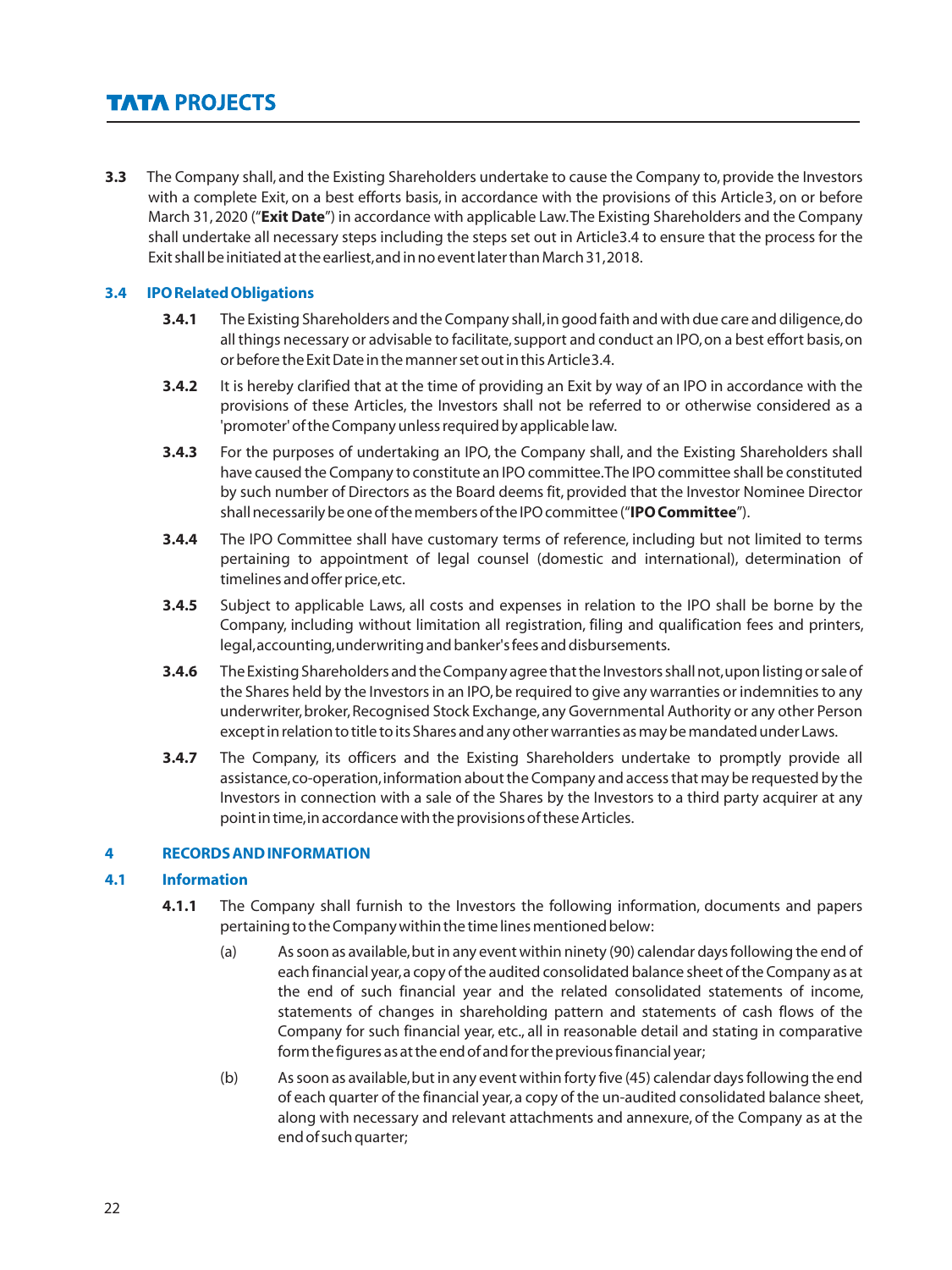**3.3** The Company shall, and the Existing Shareholders undertake to cause the Company to, provide the Investors with a complete Exit, on a best efforts basis, in accordance with the provisions of this Article3, on or before March 31, 2020 ("**Exit Date**") in accordance with applicable Law. The Existing Shareholders and the Company shall undertake all necessary steps including the steps set out in Article3.4 to ensure that the process for the Exit shall be initiated at the earliest, and in no event later than March 31, 2018.

### 3.4 IPO Related Obligations

**3.4.1** The Existing Shareholders and the Company shall, in good faith and with due care and diligence, do all things necessary or advisable to facilitate, support and conduct an IPO, on a best effort basis, on or before the Exit Date in the manner set out in this Article3.4.

**3.4.2** It is hereby clarified that at the time of providing an Exit by way of an IPO in accordance with the provisions of these Articles, the Investors shall not be referred to or otherwise considered as a 'promoter' of the Company unless required by applicable law.

**3.4.3** For the purposes of undertaking an IPO, the Company shall, and the Existing Shareholders shall have caused the Company to constitute an IPO committee. The IPO committee shall be constituted by such number of Directors as the Board deems fit, provided that the Investor Nominee Director shall necessarily be one of the members of the IPO committee ("**IPO Committee**").

**3.4.4** The IPO Committee shall have customary terms of reference, including but not limited to terms pertaining to appointment of legal counsel (domestic and international), determination of timelines and offer price, etc.

**3.4.5** Subject to applicable Laws, all costs and expenses in relation to the IPO shall be borne by the Company, including without limitation all registration, filing and qualification fees and printers, legal, accounting, underwriting and banker's fees and disbursements.

**3.4.6** The Existing Shareholders and the Company agree that the Investors shall not, upon listing or sale of the Shares held by the Investors in an IPO, be required to give any warranties or indemnities to any underwriter, broker, Recognised Stock Exchange, any Governmental Authority or any other Person except in relation to title to its Shares and any other warranties as may be mandated under Laws.

**3.4.7** The Company, its officers and the Existing Shareholders undertake to promptly provide all assistance, co-operation, information about the Company and access that may be requested by the Investors in connection with a sale of the Shares by the Investors to a third party acquirer at any point in time, in accordance with the provisions of these Articles.

## 4 RECORDS AND INFORMATION

### 4.1 Information

**4.1.1** The Company shall furnish to the Investors the following information, documents and papers pertaining to the Company within the time lines mentioned below:

(a) As soon as available, but in any event within ninety (90) calendar days following the end of each financial year, a copy of the audited consolidated balance sheet of the Company as at the end of such financial year and the related consolidated statements of income, statements of changes in shareholding pattern and statements of cash flows of the Company for such financial year, etc., all in reasonable detail and stating in comparative form the figures as at the end of and for the previous financial year;

(b) As soon as available, but in any event within forty five (45) calendar days following the end of each quarter of the financial year, a copy of the un-audited consolidated balance sheet, along with necessary and relevant attachments and annexure, of the Company as at the end of such quarter;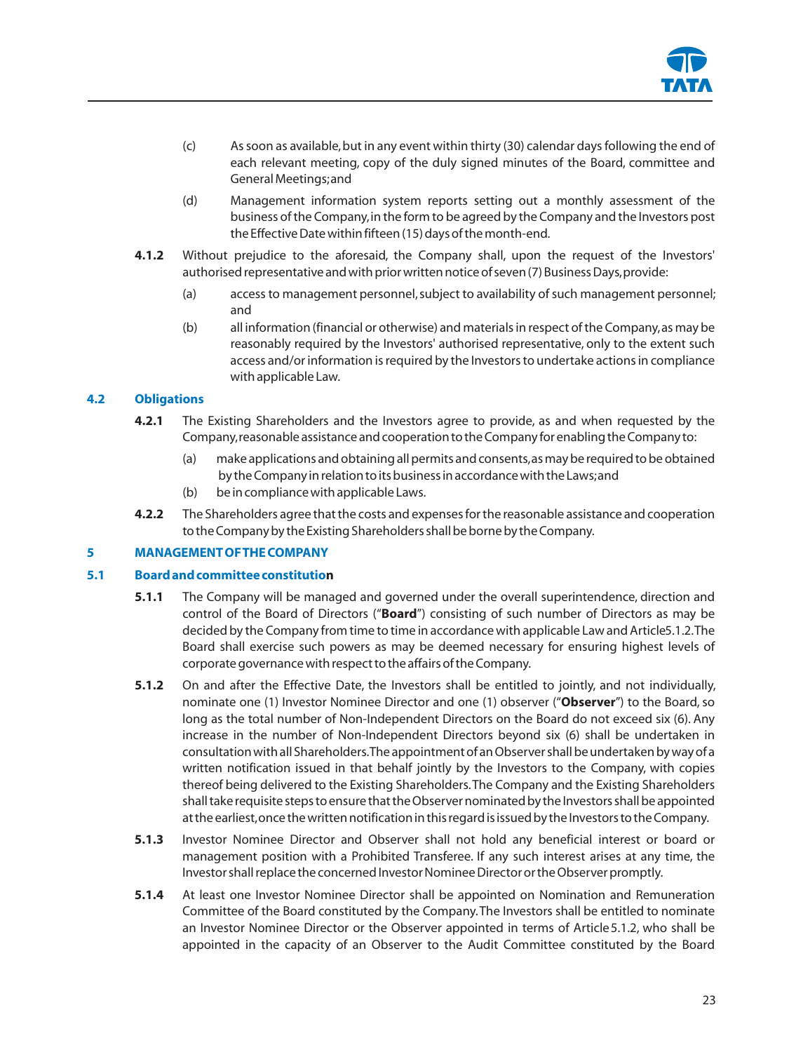(c) As soon as available, but in any event within thirty (30) calendar days following the end of each relevant meeting, copy of the duly signed minutes of the Board, committee and General Meetings; and

(d) Management information system reports setting out a monthly assessment of the business of the Company, in the form to be agreed by the Company and the Investors post the Effective Date within fifteen (15) days of the month-end.

**4.1.2** Without prejudice to the aforesaid, the Company shall, upon the request of the Investors' authorised representative and with prior written notice of seven (7) Business Days, provide:

(a) access to management personnel, subject to availability of such management personnel; and

(b) all information (financial or otherwise) and materials in respect of the Company, as may be reasonably required by the Investors' authorised representative, only to the extent such access and/or information is required by the Investors to undertake actions in compliance with applicable Law.

## 4.2 Obligations

**4.2.1** The Existing Shareholders and the Investors agree to provide, as and when requested by the Company, reasonable assistance and cooperation to the Company for enabling the Company to:

(a) make applications and obtaining all permits and consents, as may be required to be obtained by the Company in relation to its business in accordance with the Laws; and

(b) be in compliance with applicable Laws.

**4.2.2** The Shareholders agree that the costs and expenses for the reasonable assistance and cooperation to the Company by the Existing Shareholders shall be borne by the Company.

# 5 MANAGEMENT OF THE COMPANY

## 5.1 Board and committee constitution

**5.1.1** The Company will be managed and governed under the overall superintendence, direction and control of the Board of Directors ("**Board**") consisting of such number of Directors as may be decided by the Company from time to time in accordance with applicable Law and Article 5.1.2. The Board shall exercise such powers as may be deemed necessary for ensuring highest levels of corporate governance with respect to the affairs of the Company.

**5.1.2** On and after the Effective Date, the Investors shall be entitled to jointly, and not individually, nominate one (1) Investor Nominee Director and one (1) observer ("**Observer**") to the Board, so long as the total number of Non-Independent Directors on the Board do not exceed six (6). Any increase in the number of Non-Independent Directors beyond six (6) shall be undertaken in consultation with all Shareholders. The appointment of an Observer shall be undertaken by way of a written notification issued in that behalf jointly by the Investors to the Company, with copies thereof being delivered to the Existing Shareholders. The Company and the Existing Shareholders shall take requisite steps to ensure that the Observer nominated by the Investors shall be appointed at the earliest, once the written notification in this regard is issued by the Investors to the Company.

**5.1.3** Investor Nominee Director and Observer shall not hold any beneficial interest or board or management position with a Prohibited Transferee. If any such interest arises at any time, the Investor shall replace the concerned Investor Nominee Director or the Observer promptly.

**5.1.4** At least one Investor Nominee Director shall be appointed on Nomination and Remuneration Committee of the Board constituted by the Company. The Investors shall be entitled to nominate an Investor Nominee Director or the Observer appointed in terms of Article 5.1.2, who shall be appointed in the capacity of an Observer to the Audit Committee constituted by the Board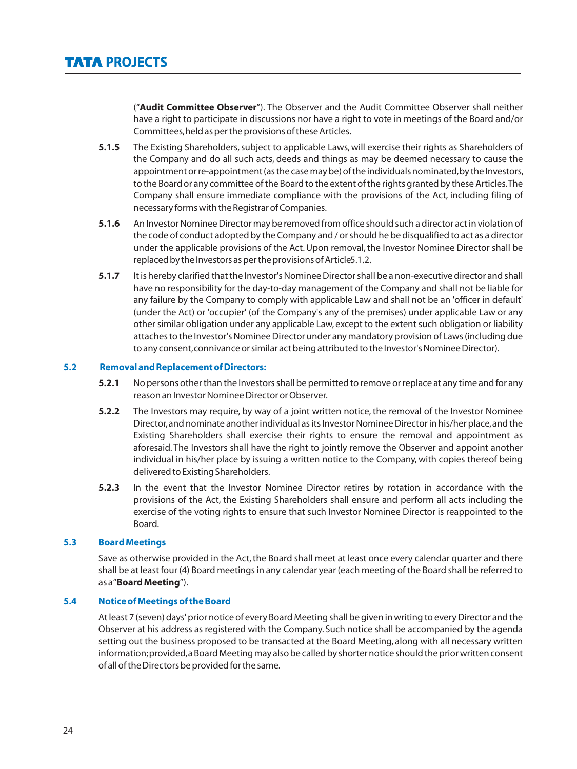("**Audit Committee Observer**"). The Observer and the Audit Committee Observer shall neither have a right to participate in discussions nor have a right to vote in meetings of the Board and/or Committees, held as per the provisions of these Articles.

**5.1.5** The Existing Shareholders, subject to applicable Laws, will exercise their rights as Shareholders of the Company and do all such acts, deeds and things as may be deemed necessary to cause the appointment or re-appointment (as the case may be) of the individuals nominated, by the Investors, to the Board or any committee of the Board to the extent of the rights granted by these Articles. The Company shall ensure immediate compliance with the provisions of the Act, including filing of necessary forms with the Registrar of Companies.

**5.1.6** An Investor Nominee Director may be removed from office should such a director act in violation of the code of conduct adopted by the Company and / or should he be disqualified to act as a director under the applicable provisions of the Act. Upon removal, the Investor Nominee Director shall be replaced by the Investors as per the provisions of Article5.1.2.

**5.1.7** It is hereby clarified that the Investor's Nominee Director shall be a non-executive director and shall have no responsibility for the day-to-day management of the Company and shall not be liable for any failure by the Company to comply with applicable Law and shall not be an 'officer in default' (under the Act) or 'occupier' (of the Company's any of the premises) under applicable Law or any other similar obligation under any applicable Law, except to the extent such obligation or liability attaches to the Investor's Nominee Director under any mandatory provision of Laws (including due to any consent, connivance or similar act being attributed to the Investor's Nominee Director).

### 5.2 Removal and Replacement of Directors:

**5.2.1** No persons other than the Investors shall be permitted to remove or replace at any time and for any reason an Investor Nominee Director or Observer.

**5.2.2** The Investors may require, by way of a joint written notice, the removal of the Investor Nominee Director, and nominate another individual as its Investor Nominee Director in his/her place, and the Existing Shareholders shall exercise their rights to ensure the removal and appointment as aforesaid. The Investors shall have the right to jointly remove the Observer and appoint another individual in his/her place by issuing a written notice to the Company, with copies thereof being delivered to Existing Shareholders.

**5.2.3** In the event that the Investor Nominee Director retires by rotation in accordance with the provisions of the Act, the Existing Shareholders shall ensure and perform all acts including the exercise of the voting rights to ensure that such Investor Nominee Director is reappointed to the Board.

### 5.3 Board Meetings

Save as otherwise provided in the Act, the Board shall meet at least once every calendar quarter and there shall be at least four (4) Board meetings in any calendar year (each meeting of the Board shall be referred to as a "**Board Meeting**").

### 5.4 Notice of Meetings of the Board

At least 7 (seven) days' prior notice of every Board Meeting shall be given in writing to every Director and the Observer at his address as registered with the Company. Such notice shall be accompanied by the agenda setting out the business proposed to be transacted at the Board Meeting, along with all necessary written information; provided, a Board Meeting may also be called by shorter notice should the prior written consent of all of the Directors be provided for the same.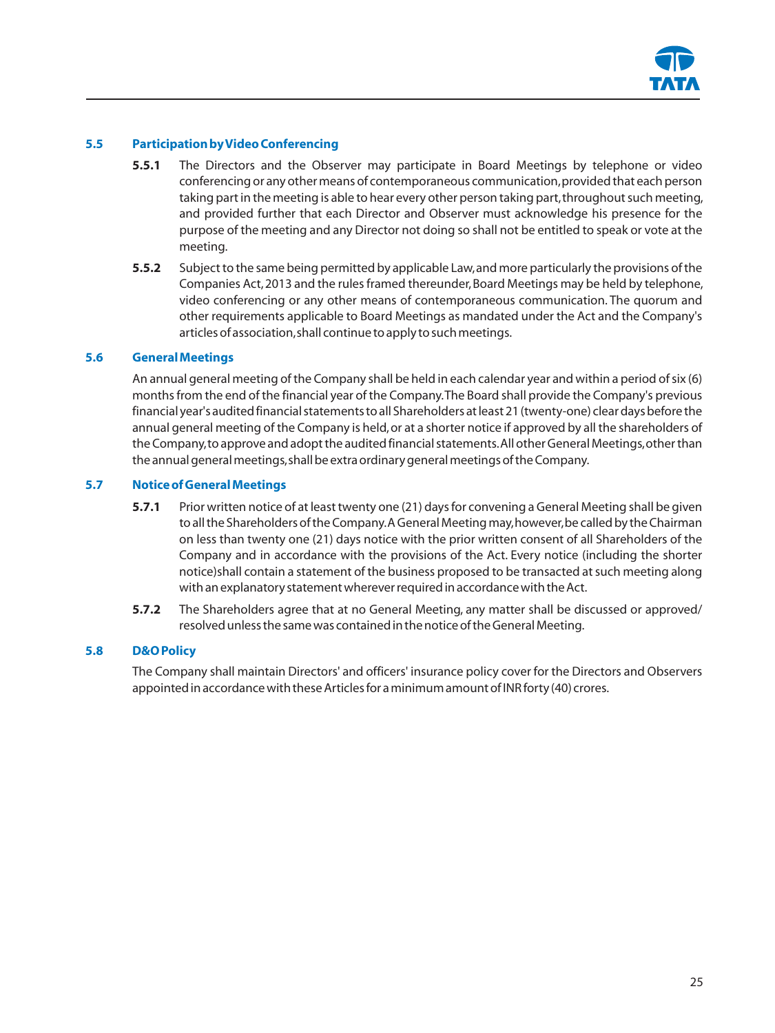### 5.5 Participation by Video Conferencing

**5.5.1** The Directors and the Observer may participate in Board Meetings by telephone or video conferencing or any other means of contemporaneous communication, provided that each person taking part in the meeting is able to hear every other person taking part, throughout such meeting, and provided further that each Director and Observer must acknowledge his presence for the purpose of the meeting and any Director not doing so shall not be entitled to speak or vote at the meeting.

**5.5.2** Subject to the same being permitted by applicable Law, and more particularly the provisions of the Companies Act, 2013 and the rules framed thereunder, Board Meetings may be held by telephone, video conferencing or any other means of contemporaneous communication. The quorum and other requirements applicable to Board Meetings as mandated under the Act and the Company's articles of association, shall continue to apply to such meetings.

### 5.6 General Meetings

An annual general meeting of the Company shall be held in each calendar year and within a period of six (6) months from the end of the financial year of the Company. The Board shall provide the Company's previous financial year's audited financial statements to all Shareholders at least 21 (twenty-one) clear days before the annual general meeting of the Company is held, or at a shorter notice if approved by all the shareholders of the Company, to approve and adopt the audited financial statements. All other General Meetings, other than the annual general meetings, shall be extra ordinary general meetings of the Company.

### 5.7 Notice of General Meetings

**5.7.1** Prior written notice of at least twenty one (21) days for convening a General Meeting shall be given to all the Shareholders of the Company. A General Meeting may, however, be called by the Chairman on less than twenty one (21) days notice with the prior written consent of all Shareholders of the Company and in accordance with the provisions of the Act. Every notice (including the shorter notice)shall contain a statement of the business proposed to be transacted at such meeting along with an explanatory statement wherever required in accordance with the Act.

**5.7.2** The Shareholders agree that at no General Meeting, any matter shall be discussed or approved/ resolved unless the same was contained in the notice of the General Meeting.

### 5.8 D&O Policy

The Company shall maintain Directors' and officers' insurance policy cover for the Directors and Observers appointed in accordance with these Articles for a minimum amount of INR forty (40) crores.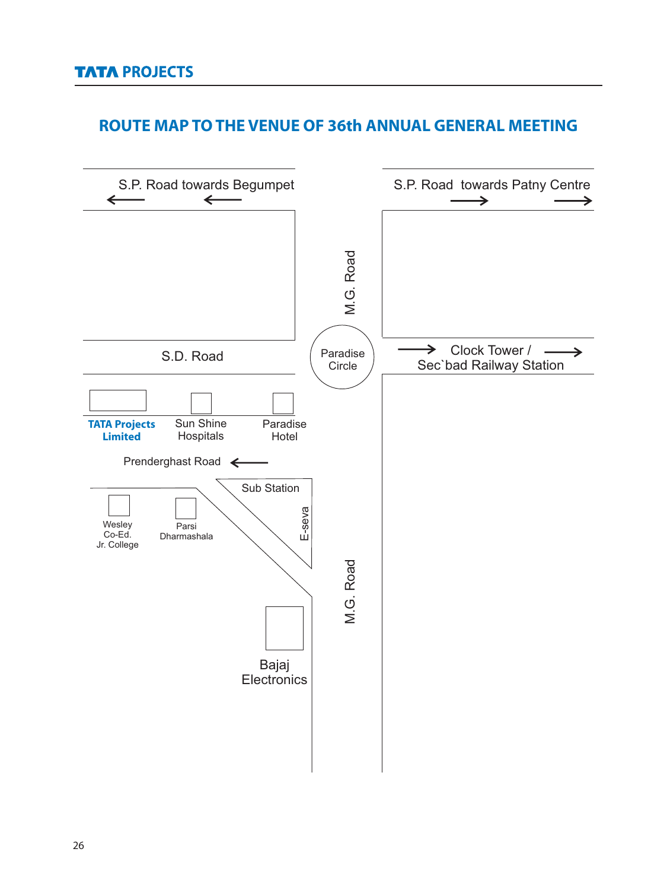# ROUTE MAP TO THE VENUE OF 36th ANNUAL GENERAL MEETING

S.P. Road towards Begumpet ←

S.P. Road towards Patny Centre →

M.G. Road

Paradise Circle

S.D. Road

→ Clock Tower / Sec`bad Railway Station →

**TATA Projects Limited**

Sun Shine Hospitals

Paradise Hotel

Prenderghast Road ←

Sub Station

E-seva

Wesley Co-Ed. Jr. College

Parsi Dharmashala

M.G. Road

Bajaj Electronics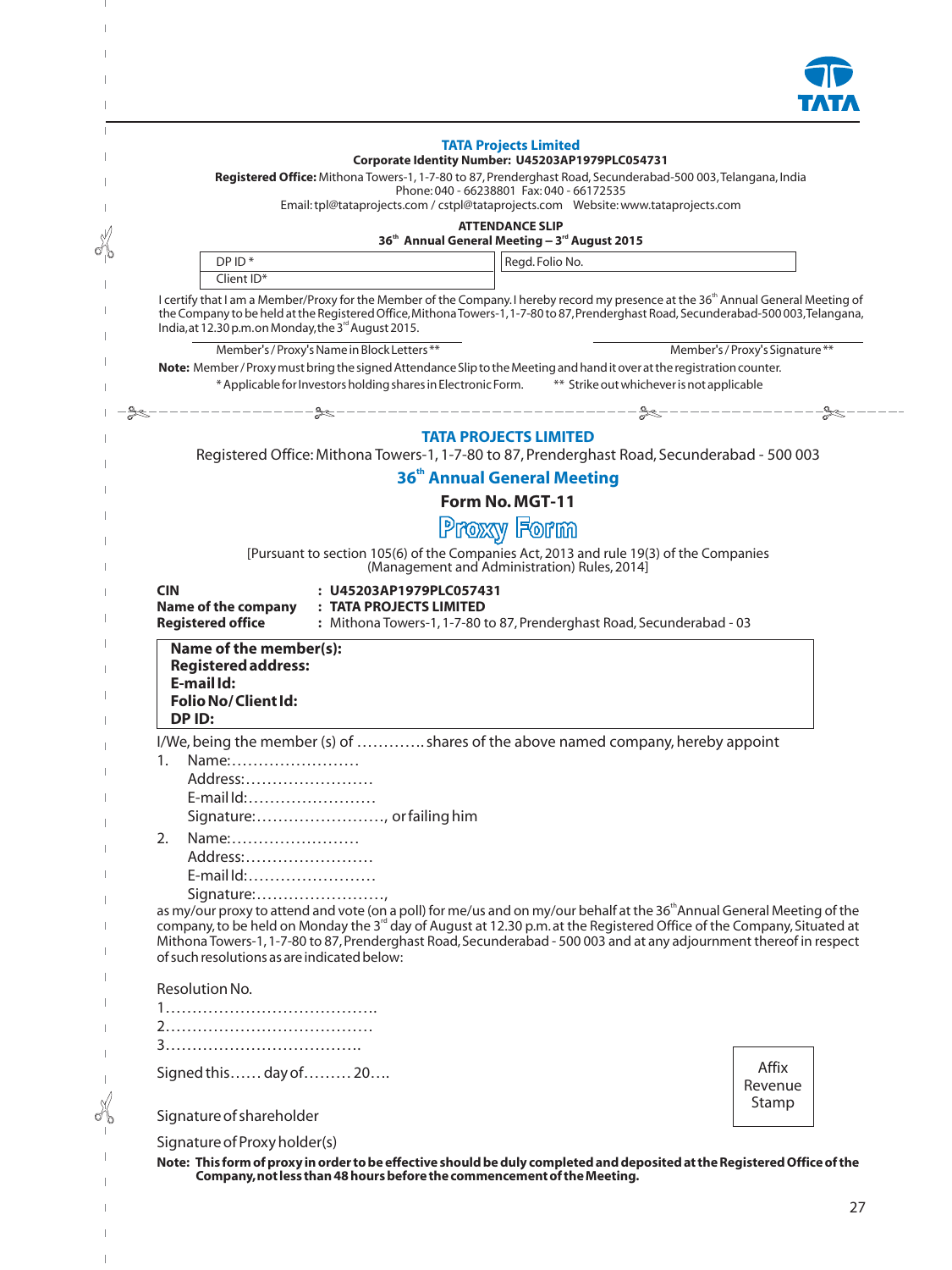**TATA Projects Limited**

**Corporate Identity Number: U45203AP1979PLC054731**

**Registered Office:** Mithona Towers-1, 1-7-80 to 87, Prenderghast Road, Secunderabad-500 003, Telangana, India
Phone: 040 - 66238801 Fax: 040 - 66172535
Email: tpl@tataprojects.com / cstpl@tataprojects.com Website: www.tataprojects.com

**ATTENDANCE SLIP**

**36th Annual General Meeting – 3rd August 2015**

| | |
|---|---|
| DP ID * | Regd. Folio No. |
| Client ID* | |

I certify that I am a Member/Proxy for the Member of the Company. I hereby record my presence at the 36th Annual General Meeting of the Company to be held at the Registered Office, Mithona Towers-1, 1-7-80 to 87, Prenderghast Road, Secunderabad-500 003, Telangana, India, at 12.30 p.m. on Monday, the 3rd August 2015.

Member's / Proxy's Name in Block Letters ** Member's / Proxy's Signature **

**Note:** Member / Proxy must bring the signed Attendance Slip to the Meeting and hand it over at the registration counter.

\* Applicable for Investors holding shares in Electronic Form. ** Strike out whichever is not applicable

---

**TATA PROJECTS LIMITED**

Registered Office: Mithona Towers-1, 1-7-80 to 87, Prenderghast Road, Secunderabad - 500 003

**36th Annual General Meeting**

**Form No. MGT-11**

# Proxy Form

[Pursuant to section 105(6) of the Companies Act, 2013 and rule 19(3) of the Companies (Management and Administration) Rules, 2014]

**CIN** : **U45203AP1979PLC057431**
**Name of the company** : **TATA PROJECTS LIMITED**
**Registered office** : Mithona Towers-1, 1-7-80 to 87, Prenderghast Road, Secunderabad - 03

**Name of the member(s):**
**Registered address:**
**E-mail Id:**
**Folio No/ Client Id:**
**DP ID:**

I/We, being the member (s) of ............. shares of the above named company, hereby appoint

1. Name:........................
   Address:........................
   E-mail Id:........................
   Signature:........................, or failing him
2. Name:........................
   Address:........................
   E-mail Id:........................
   Signature:........................,

as my/our proxy to attend and vote (on a poll) for me/us and on my/our behalf at the 36th Annual General Meeting of the company, to be held on Monday the 3rd day of August at 12.30 p.m. at the Registered Office of the Company, Situated at Mithona Towers-1, 1-7-80 to 87, Prenderghast Road, Secunderabad - 500 003 and at any adjournment thereof in respect of such resolutions as are indicated below:

Resolution No.

1........................................
2......................................
3....................................

Signed this...... day of......... 20....

Affix Revenue Stamp

Signature of shareholder

Signature of Proxy holder(s)

**Note: This form of proxy in order to be effective should be duly completed and deposited at the Registered Office of the Company, not less than 48 hours before the commencement of the Meeting.**